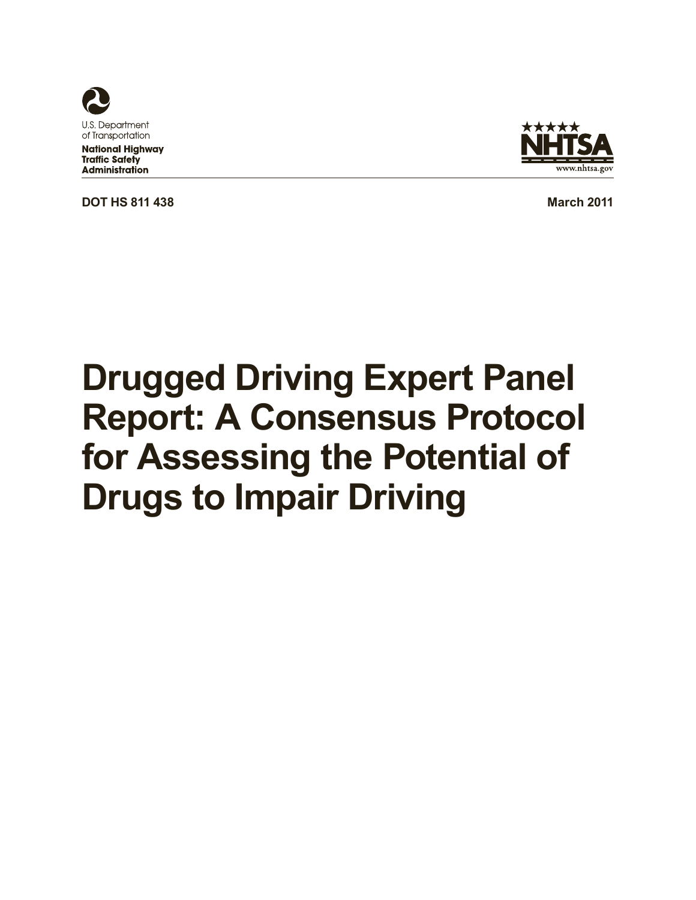U.S. Department of Transportation

**National Highway Traffic Safety Administration**

NHTSA

www.nhtsa.gov

**DOT HS 811 438** **March 2011**

# Drugged Driving Expert Panel Report: A Consensus Protocol for Assessing the Potential of Drugs to Impair Driving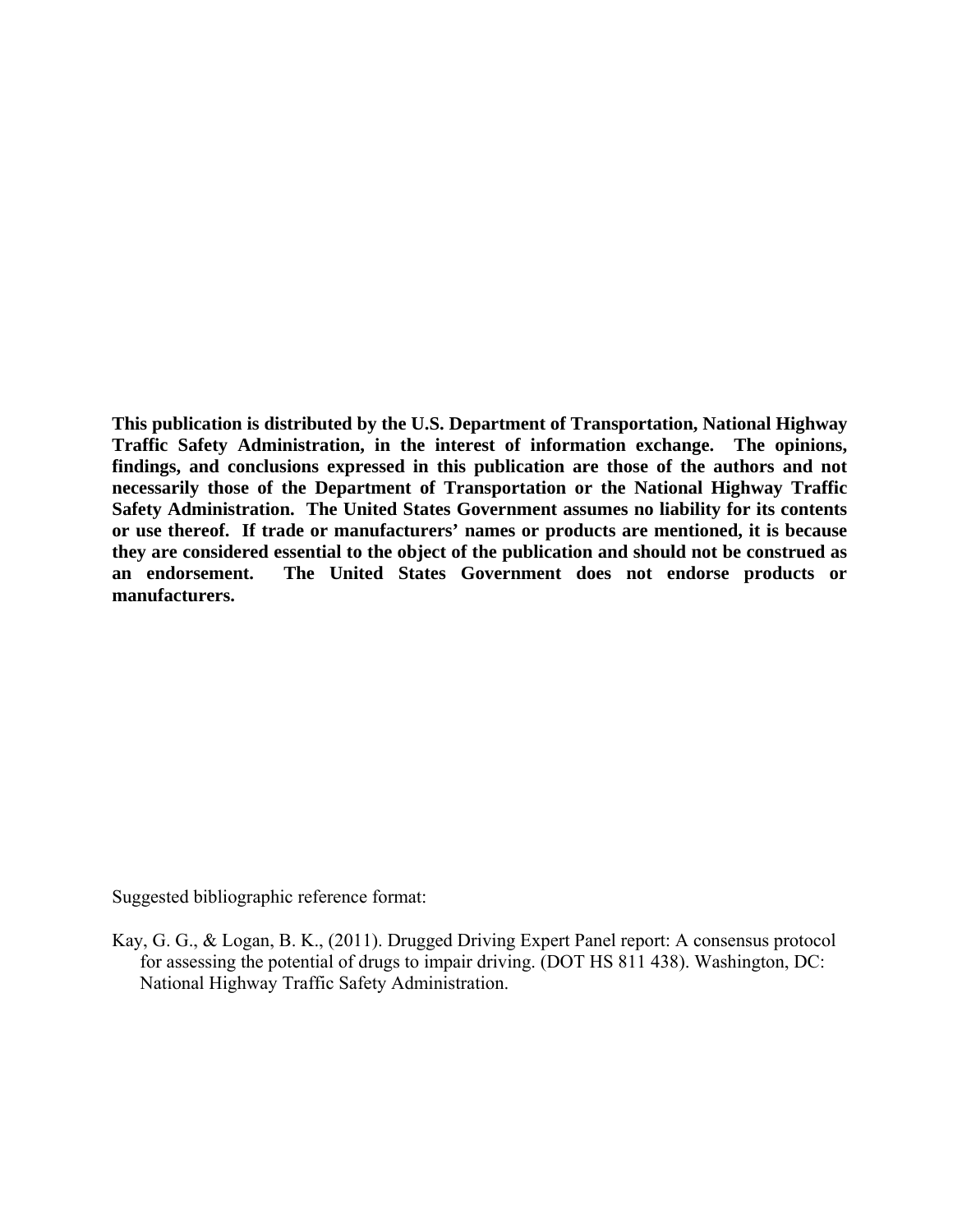**This publication is distributed by the U.S. Department of Transportation, National Highway Traffic Safety Administration, in the interest of information exchange. The opinions, findings, and conclusions expressed in this publication are those of the authors and not necessarily those of the Department of Transportation or the National Highway Traffic Safety Administration. The United States Government assumes no liability for its contents or use thereof. If trade or manufacturers' names or products are mentioned, it is because they are considered essential to the object of the publication and should not be construed as an endorsement. The United States Government does not endorse products or manufacturers.**

Suggested bibliographic reference format:

Kay, G. G., & Logan, B. K., (2011). Drugged Driving Expert Panel report: A consensus protocol for assessing the potential of drugs to impair driving. (DOT HS 811 438). Washington, DC: National Highway Traffic Safety Administration.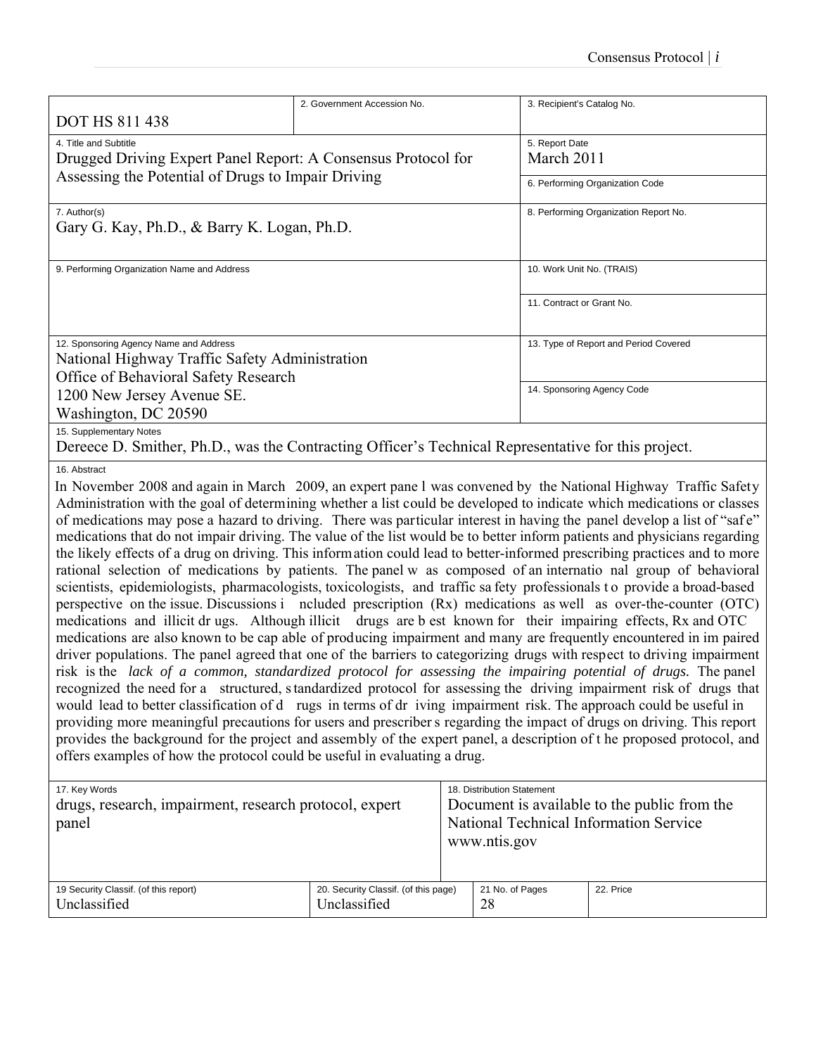| DOT HS 811 438 | 2. Government Accession No. | 3. Recipient's Catalog No. |
|---|---|---|
| 4. Title and Subtitle<br>Drugged Driving Expert Panel Report: A Consensus Protocol for Assessing the Potential of Drugs to Impair Driving | | 5. Report Date<br>March 2011 |
| | | 6. Performing Organization Code |
| 7. Author(s)<br>Gary G. Kay, Ph.D., & Barry K. Logan, Ph.D. | | 8. Performing Organization Report No. |
| 9. Performing Organization Name and Address | | 10. Work Unit No. (TRAIS) |
| | | 11. Contract or Grant No. |
| 12. Sponsoring Agency Name and Address<br>National Highway Traffic Safety Administration<br>Office of Behavioral Safety Research<br>1200 New Jersey Avenue SE.<br>Washington, DC 20590 | | 13. Type of Report and Period Covered |
| | | 14. Sponsoring Agency Code |

15. Supplementary Notes

Dereece D. Smither, Ph.D., was the Contracting Officer's Technical Representative for this project.

16. Abstract

In November 2008 and again in March 2009, an expert panel was convened by the National Highway Traffic Safety Administration with the goal of determining whether a list could be developed to indicate which medications or classes of medications may pose a hazard to driving. There was particular interest in having the panel develop a list of "safe" medications that do not impair driving. The value of the list would be to better inform patients and physicians regarding the likely effects of a drug on driving. This information could lead to better-informed prescribing practices and to more rational selection of medications by patients. The panel was composed of an international group of behavioral scientists, epidemiologists, pharmacologists, toxicologists, and traffic safety professionals to provide a broad-based perspective on the issue. Discussions included prescription (Rx) medications as well as over-the-counter (OTC) medications and illicit drugs. Although illicit drugs are best known for their impairing effects, Rx and OTC medications are also known to be capable of producing impairment and many are frequently encountered in impaired driver populations. The panel agreed that one of the barriers to categorizing drugs with respect to driving impairment risk is the *lack of a common, standardized protocol for assessing the impairing potential of drugs.* The panel recognized the need for a structured, standardized protocol for assessing the driving impairment risk of drugs that would lead to better classification of drugs in terms of driving impairment risk. The approach could be useful in providing more meaningful precautions for users and prescribers regarding the impact of drugs on driving. This report provides the background for the project and assembly of the expert panel, a description of the proposed protocol, and offers examples of how the protocol could be useful in evaluating a drug.

| 17. Key Words<br>drugs, research, impairment, research protocol, expert panel | 18. Distribution Statement<br>Document is available to the public from the National Technical Information Service www.ntis.gov | |
|---|---|---|

| 19 Security Classif. (of this report) | 20. Security Classif. (of this page) | 21 No. of Pages | 22. Price |
|---|---|---|---|
| Unclassified | Unclassified | 28 | |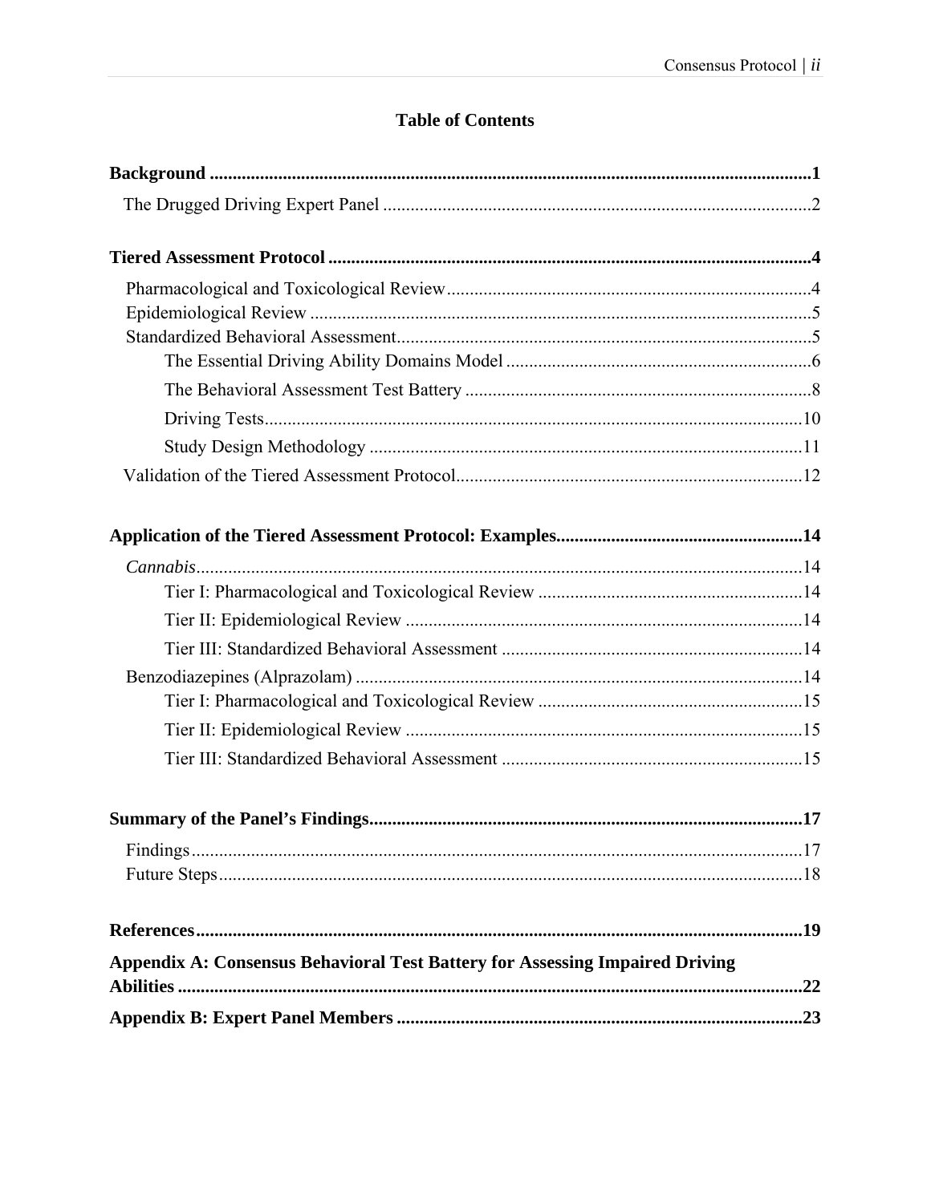# Table of Contents

**Background** ..... **1**

The Drugged Driving Expert Panel ..... 2

**Tiered Assessment Protocol** ..... **4**

Pharmacological and Toxicological Review ..... 4

Epidemiological Review ..... 5

Standardized Behavioral Assessment ..... 5

- The Essential Driving Ability Domains Model ..... 6
- The Behavioral Assessment Test Battery ..... 8
- Driving Tests ..... 10
- Study Design Methodology ..... 11

Validation of the Tiered Assessment Protocol ..... 12

**Application of the Tiered Assessment Protocol: Examples** ..... **14**

*Cannabis* ..... 14

- Tier I: Pharmacological and Toxicological Review ..... 14
- Tier II: Epidemiological Review ..... 14
- Tier III: Standardized Behavioral Assessment ..... 14

Benzodiazepines (Alprazolam) ..... 14

- Tier I: Pharmacological and Toxicological Review ..... 15
- Tier II: Epidemiological Review ..... 15
- Tier III: Standardized Behavioral Assessment ..... 15

**Summary of the Panel's Findings** ..... **17**

Findings ..... 17

Future Steps ..... 18

**References** ..... **19**

**Appendix A: Consensus Behavioral Test Battery for Assessing Impaired Driving Abilities** ..... **22**

**Appendix B: Expert Panel Members** ..... **23**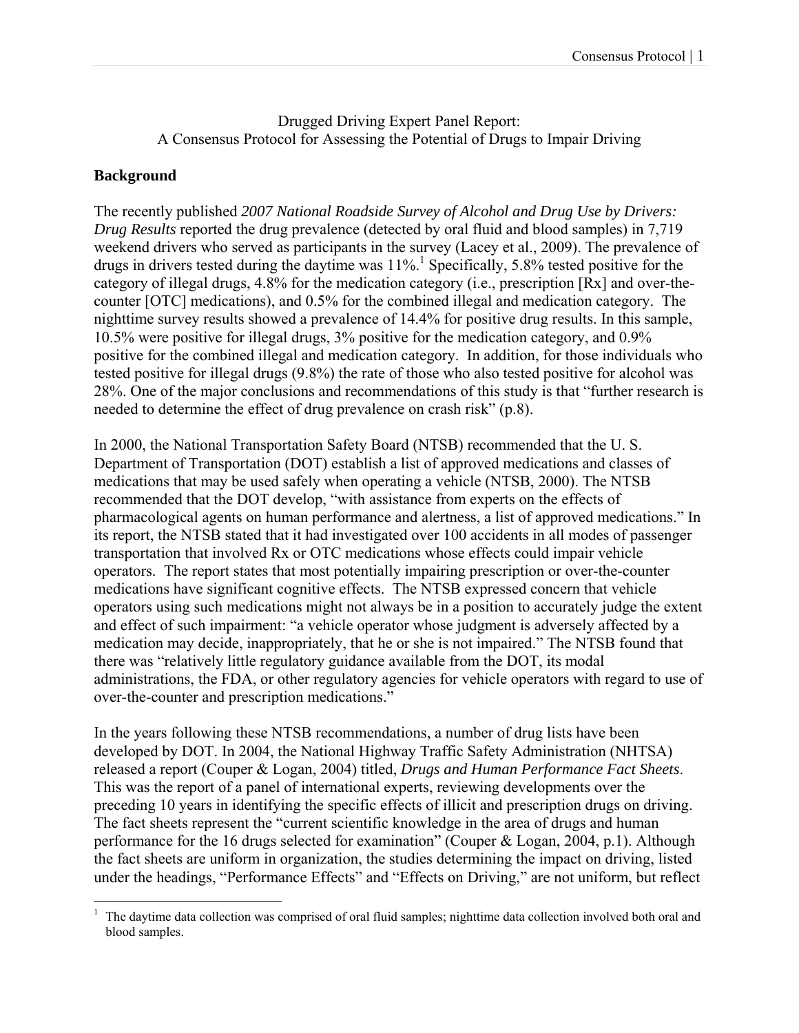Drugged Driving Expert Panel Report:
A Consensus Protocol for Assessing the Potential of Drugs to Impair Driving

## Background

The recently published *2007 National Roadside Survey of Alcohol and Drug Use by Drivers: Drug Results* reported the drug prevalence (detected by oral fluid and blood samples) in 7,719 weekend drivers who served as participants in the survey (Lacey et al., 2009). The prevalence of drugs in drivers tested during the daytime was 11%.[1] Specifically, 5.8% tested positive for the category of illegal drugs, 4.8% for the medication category (i.e., prescription [Rx] and over-the-counter [OTC] medications), and 0.5% for the combined illegal and medication category. The nighttime survey results showed a prevalence of 14.4% for positive drug results. In this sample, 10.5% were positive for illegal drugs, 3% positive for the medication category, and 0.9% positive for the combined illegal and medication category. In addition, for those individuals who tested positive for illegal drugs (9.8%) the rate of those who also tested positive for alcohol was 28%. One of the major conclusions and recommendations of this study is that "further research is needed to determine the effect of drug prevalence on crash risk" (p.8).

In 2000, the National Transportation Safety Board (NTSB) recommended that the U. S. Department of Transportation (DOT) establish a list of approved medications and classes of medications that may be used safely when operating a vehicle (NTSB, 2000). The NTSB recommended that the DOT develop, "with assistance from experts on the effects of pharmacological agents on human performance and alertness, a list of approved medications." In its report, the NTSB stated that it had investigated over 100 accidents in all modes of passenger transportation that involved Rx or OTC medications whose effects could impair vehicle operators. The report states that most potentially impairing prescription or over-the-counter medications have significant cognitive effects. The NTSB expressed concern that vehicle operators using such medications might not always be in a position to accurately judge the extent and effect of such impairment: "a vehicle operator whose judgment is adversely affected by a medication may decide, inappropriately, that he or she is not impaired." The NTSB found that there was "relatively little regulatory guidance available from the DOT, its modal administrations, the FDA, or other regulatory agencies for vehicle operators with regard to use of over-the-counter and prescription medications."

In the years following these NTSB recommendations, a number of drug lists have been developed by DOT. In 2004, the National Highway Traffic Safety Administration (NHTSA) released a report (Couper & Logan, 2004) titled, *Drugs and Human Performance Fact Sheets*. This was the report of a panel of international experts, reviewing developments over the preceding 10 years in identifying the specific effects of illicit and prescription drugs on driving. The fact sheets represent the "current scientific knowledge in the area of drugs and human performance for the 16 drugs selected for examination" (Couper & Logan, 2004, p.1). Although the fact sheets are uniform in organization, the studies determining the impact on driving, listed under the headings, "Performance Effects" and "Effects on Driving," are not uniform, but reflect

[1] The daytime data collection was comprised of oral fluid samples; nighttime data collection involved both oral and blood samples.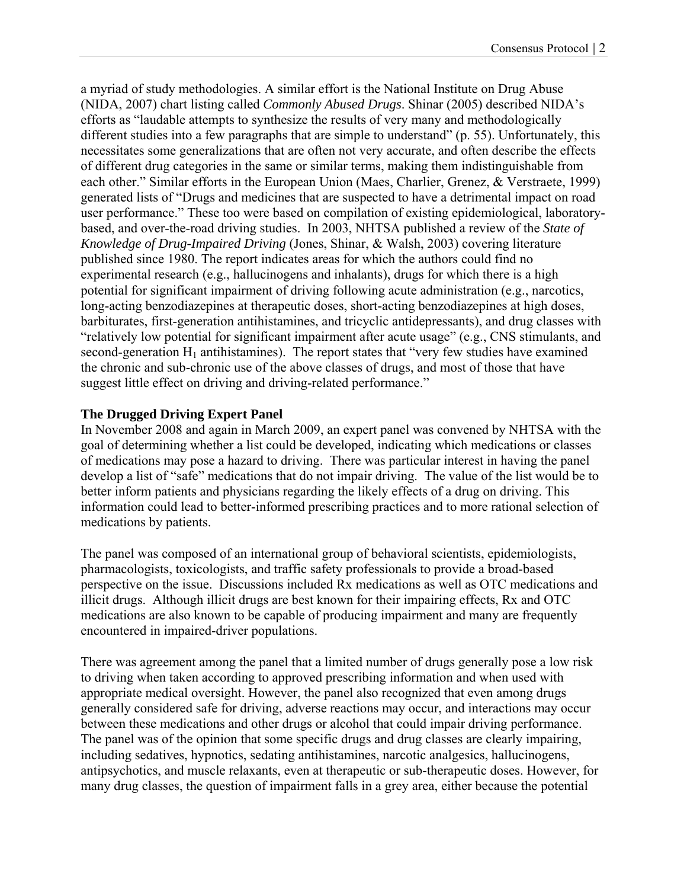a myriad of study methodologies. A similar effort is the National Institute on Drug Abuse (NIDA, 2007) chart listing called *Commonly Abused Drugs*. Shinar (2005) described NIDA's efforts as "laudable attempts to synthesize the results of very many and methodologically different studies into a few paragraphs that are simple to understand" (p. 55). Unfortunately, this necessitates some generalizations that are often not very accurate, and often describe the effects of different drug categories in the same or similar terms, making them indistinguishable from each other." Similar efforts in the European Union (Maes, Charlier, Grenez, & Verstraete, 1999) generated lists of "Drugs and medicines that are suspected to have a detrimental impact on road user performance." These too were based on compilation of existing epidemiological, laboratory-based, and over-the-road driving studies. In 2003, NHTSA published a review of the *State of Knowledge of Drug-Impaired Driving* (Jones, Shinar, & Walsh, 2003) covering literature published since 1980. The report indicates areas for which the authors could find no experimental research (e.g., hallucinogens and inhalants), drugs for which there is a high potential for significant impairment of driving following acute administration (e.g., narcotics, long-acting benzodiazepines at therapeutic doses, short-acting benzodiazepines at high doses, barbiturates, first-generation antihistamines, and tricyclic antidepressants), and drug classes with "relatively low potential for significant impairment after acute usage" (e.g., CNS stimulants, and second-generation $H_1$ antihistamines). The report states that "very few studies have examined the chronic and sub-chronic use of the above classes of drugs, and most of those that have suggest little effect on driving and driving-related performance."

**The Drugged Driving Expert Panel**

In November 2008 and again in March 2009, an expert panel was convened by NHTSA with the goal of determining whether a list could be developed, indicating which medications or classes of medications may pose a hazard to driving. There was particular interest in having the panel develop a list of "safe" medications that do not impair driving. The value of the list would be to better inform patients and physicians regarding the likely effects of a drug on driving. This information could lead to better-informed prescribing practices and to more rational selection of medications by patients.

The panel was composed of an international group of behavioral scientists, epidemiologists, pharmacologists, toxicologists, and traffic safety professionals to provide a broad-based perspective on the issue. Discussions included Rx medications as well as OTC medications and illicit drugs. Although illicit drugs are best known for their impairing effects, Rx and OTC medications are also known to be capable of producing impairment and many are frequently encountered in impaired-driver populations.

There was agreement among the panel that a limited number of drugs generally pose a low risk to driving when taken according to approved prescribing information and when used with appropriate medical oversight. However, the panel also recognized that even among drugs generally considered safe for driving, adverse reactions may occur, and interactions may occur between these medications and other drugs or alcohol that could impair driving performance. The panel was of the opinion that some specific drugs and drug classes are clearly impairing, including sedatives, hypnotics, sedating antihistamines, narcotic analgesics, hallucinogens, antipsychotics, and muscle relaxants, even at therapeutic or sub-therapeutic doses. However, for many drug classes, the question of impairment falls in a grey area, either because the potential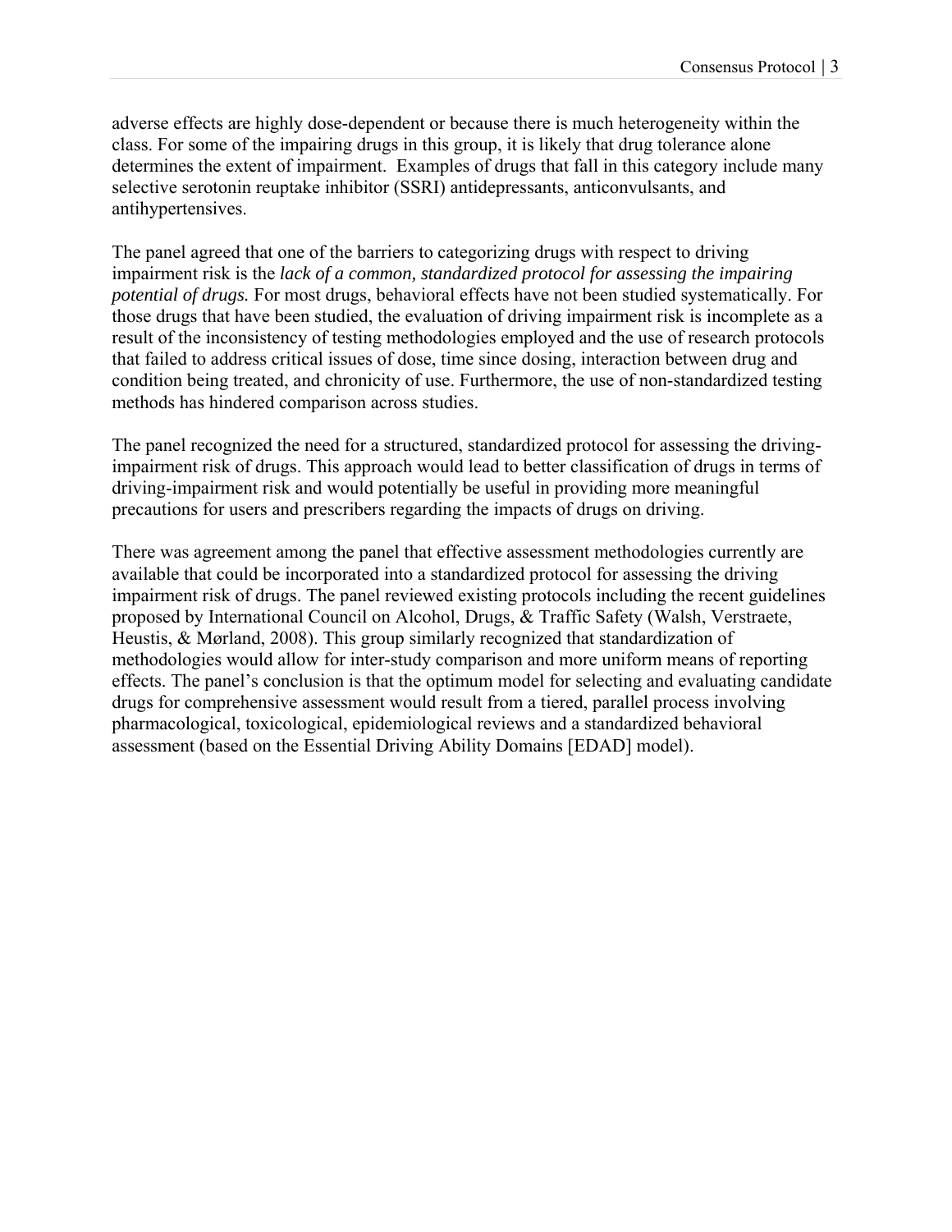adverse effects are highly dose-dependent or because there is much heterogeneity within the class. For some of the impairing drugs in this group, it is likely that drug tolerance alone determines the extent of impairment.  Examples of drugs that fall in this category include many selective serotonin reuptake inhibitor (SSRI) antidepressants, anticonvulsants, and antihypertensives.

The panel agreed that one of the barriers to categorizing drugs with respect to driving impairment risk is the *lack of a common, standardized protocol for assessing the impairing potential of drugs.* For most drugs, behavioral effects have not been studied systematically. For those drugs that have been studied, the evaluation of driving impairment risk is incomplete as a result of the inconsistency of testing methodologies employed and the use of research protocols that failed to address critical issues of dose, time since dosing, interaction between drug and condition being treated, and chronicity of use. Furthermore, the use of non-standardized testing methods has hindered comparison across studies.

The panel recognized the need for a structured, standardized protocol for assessing the driving-impairment risk of drugs. This approach would lead to better classification of drugs in terms of driving-impairment risk and would potentially be useful in providing more meaningful precautions for users and prescribers regarding the impacts of drugs on driving.

There was agreement among the panel that effective assessment methodologies currently are available that could be incorporated into a standardized protocol for assessing the driving impairment risk of drugs. The panel reviewed existing protocols including the recent guidelines proposed by International Council on Alcohol, Drugs, & Traffic Safety (Walsh, Verstraete, Heustis, & Mørland, 2008). This group similarly recognized that standardization of methodologies would allow for inter-study comparison and more uniform means of reporting effects. The panel's conclusion is that the optimum model for selecting and evaluating candidate drugs for comprehensive assessment would result from a tiered, parallel process involving pharmacological, toxicological, epidemiological reviews and a standardized behavioral assessment (based on the Essential Driving Ability Domains [EDAD] model).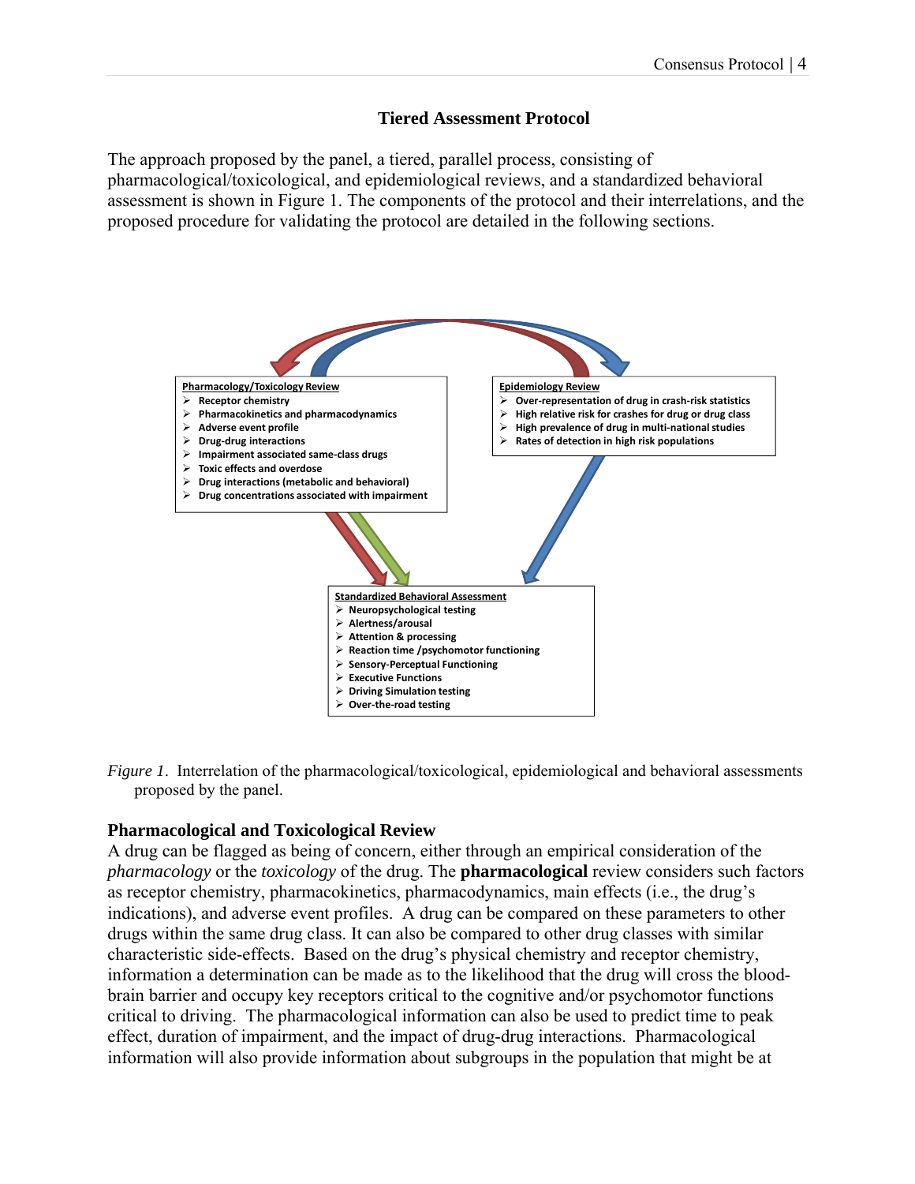## Tiered Assessment Protocol

The approach proposed by the panel, a tiered, parallel process, consisting of pharmacological/toxicological, and epidemiological reviews, and a standardized behavioral assessment is shown in Figure 1. The components of the protocol and their interrelations, and the proposed procedure for validating the protocol are detailed in the following sections.

**Pharmacology/Toxicology Review**

- Receptor chemistry
- Pharmacokinetics and pharmacodynamics
- Adverse event profile
- Drug-drug interactions
- Impairment associated same-class drugs
- Toxic effects and overdose
- Drug interactions (metabolic and behavioral)
- Drug concentrations associated with impairment

**Epidemiology Review**

- Over-representation of drug in crash-risk statistics
- High relative risk for crashes for drug or drug class
- High prevalence of drug in multi-national studies
- Rates of detection in high risk populations

**Standardized Behavioral Assessment**

- Neuropsychological testing
- Alertness/arousal
- Attention & processing
- Reaction time /psychomotor functioning
- Sensory-Perceptual Functioning
- Executive Functions
- Driving Simulation testing
- Over-the-road testing

*Figure 1*. Interrelation of the pharmacological/toxicological, epidemiological and behavioral assessments proposed by the panel.

### Pharmacological and Toxicological Review

A drug can be flagged as being of concern, either through an empirical consideration of the *pharmacology* or the *toxicology* of the drug. The **pharmacological** review considers such factors as receptor chemistry, pharmacokinetics, pharmacodynamics, main effects (i.e., the drug's indications), and adverse event profiles. A drug can be compared on these parameters to other drugs within the same drug class. It can also be compared to other drug classes with similar characteristic side-effects. Based on the drug's physical chemistry and receptor chemistry, information a determination can be made as to the likelihood that the drug will cross the blood-brain barrier and occupy key receptors critical to the cognitive and/or psychomotor functions critical to driving. The pharmacological information can also be used to predict time to peak effect, duration of impairment, and the impact of drug-drug interactions. Pharmacological information will also provide information about subgroups in the population that might be at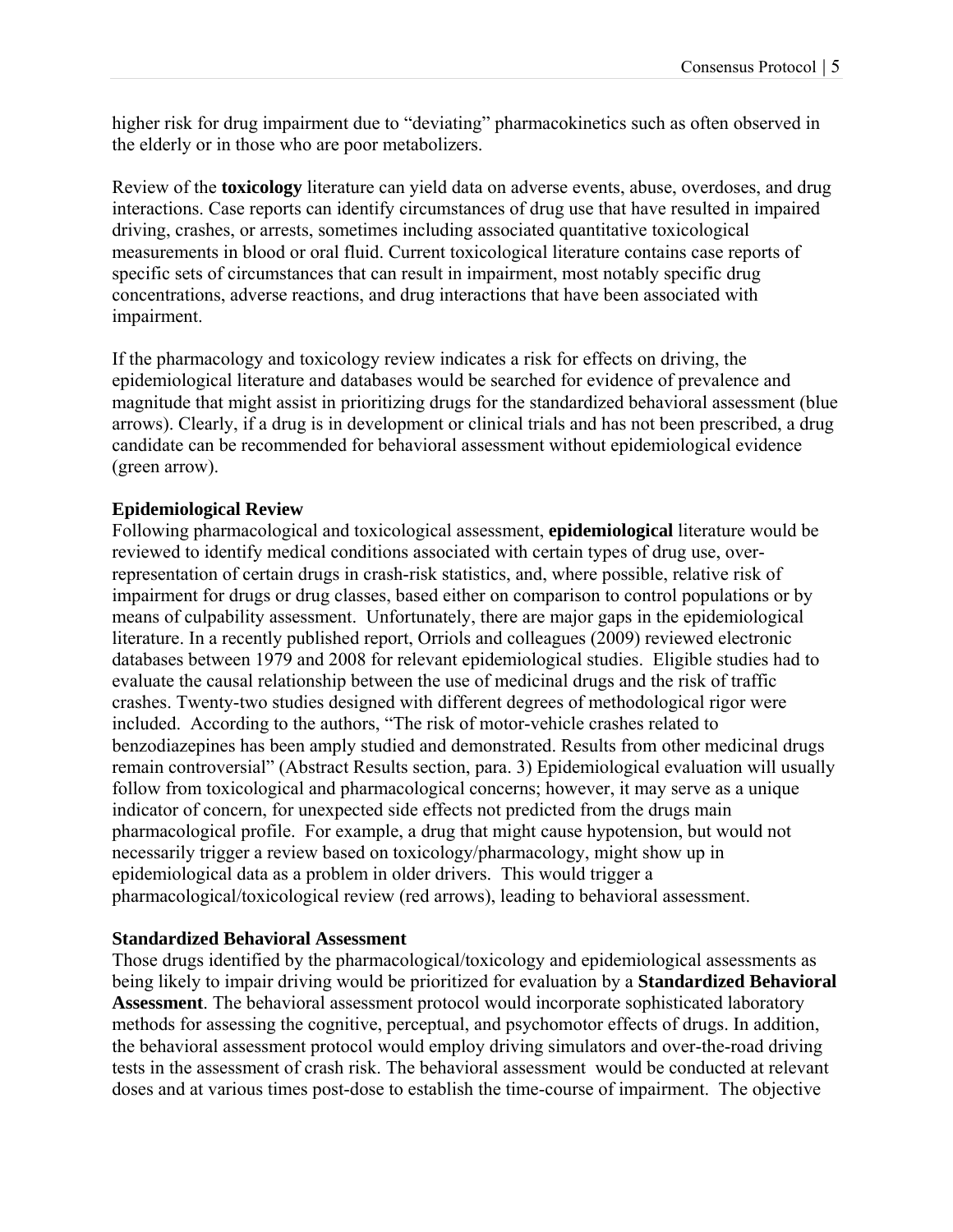higher risk for drug impairment due to "deviating" pharmacokinetics such as often observed in the elderly or in those who are poor metabolizers.

Review of the **toxicology** literature can yield data on adverse events, abuse, overdoses, and drug interactions. Case reports can identify circumstances of drug use that have resulted in impaired driving, crashes, or arrests, sometimes including associated quantitative toxicological measurements in blood or oral fluid. Current toxicological literature contains case reports of specific sets of circumstances that can result in impairment, most notably specific drug concentrations, adverse reactions, and drug interactions that have been associated with impairment.

If the pharmacology and toxicology review indicates a risk for effects on driving, the epidemiological literature and databases would be searched for evidence of prevalence and magnitude that might assist in prioritizing drugs for the standardized behavioral assessment (blue arrows). Clearly, if a drug is in development or clinical trials and has not been prescribed, a drug candidate can be recommended for behavioral assessment without epidemiological evidence (green arrow).

**Epidemiological Review**

Following pharmacological and toxicological assessment, **epidemiological** literature would be reviewed to identify medical conditions associated with certain types of drug use, over-representation of certain drugs in crash-risk statistics, and, where possible, relative risk of impairment for drugs or drug classes, based either on comparison to control populations or by means of culpability assessment. Unfortunately, there are major gaps in the epidemiological literature. In a recently published report, Orriols and colleagues (2009) reviewed electronic databases between 1979 and 2008 for relevant epidemiological studies. Eligible studies had to evaluate the causal relationship between the use of medicinal drugs and the risk of traffic crashes. Twenty-two studies designed with different degrees of methodological rigor were included. According to the authors, "The risk of motor-vehicle crashes related to benzodiazepines has been amply studied and demonstrated. Results from other medicinal drugs remain controversial" (Abstract Results section, para. 3) Epidemiological evaluation will usually follow from toxicological and pharmacological concerns; however, it may serve as a unique indicator of concern, for unexpected side effects not predicted from the drugs main pharmacological profile. For example, a drug that might cause hypotension, but would not necessarily trigger a review based on toxicology/pharmacology, might show up in epidemiological data as a problem in older drivers. This would trigger a pharmacological/toxicological review (red arrows), leading to behavioral assessment.

**Standardized Behavioral Assessment**

Those drugs identified by the pharmacological/toxicology and epidemiological assessments as being likely to impair driving would be prioritized for evaluation by a **Standardized Behavioral Assessment**. The behavioral assessment protocol would incorporate sophisticated laboratory methods for assessing the cognitive, perceptual, and psychomotor effects of drugs. In addition, the behavioral assessment protocol would employ driving simulators and over-the-road driving tests in the assessment of crash risk. The behavioral assessment would be conducted at relevant doses and at various times post-dose to establish the time-course of impairment. The objective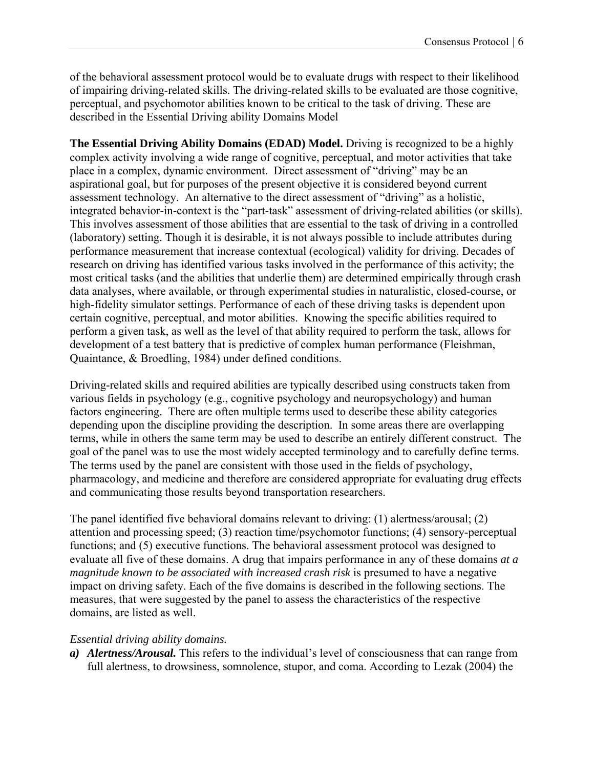of the behavioral assessment protocol would be to evaluate drugs with respect to their likelihood of impairing driving-related skills. The driving-related skills to be evaluated are those cognitive, perceptual, and psychomotor abilities known to be critical to the task of driving. These are described in the Essential Driving ability Domains Model

**The Essential Driving Ability Domains (EDAD) Model.** Driving is recognized to be a highly complex activity involving a wide range of cognitive, perceptual, and motor activities that take place in a complex, dynamic environment. Direct assessment of "driving" may be an aspirational goal, but for purposes of the present objective it is considered beyond current assessment technology. An alternative to the direct assessment of "driving" as a holistic, integrated behavior-in-context is the "part-task" assessment of driving-related abilities (or skills). This involves assessment of those abilities that are essential to the task of driving in a controlled (laboratory) setting. Though it is desirable, it is not always possible to include attributes during performance measurement that increase contextual (ecological) validity for driving. Decades of research on driving has identified various tasks involved in the performance of this activity; the most critical tasks (and the abilities that underlie them) are determined empirically through crash data analyses, where available, or through experimental studies in naturalistic, closed-course, or high-fidelity simulator settings. Performance of each of these driving tasks is dependent upon certain cognitive, perceptual, and motor abilities. Knowing the specific abilities required to perform a given task, as well as the level of that ability required to perform the task, allows for development of a test battery that is predictive of complex human performance (Fleishman, Quaintance, & Broedling, 1984) under defined conditions.

Driving-related skills and required abilities are typically described using constructs taken from various fields in psychology (e.g., cognitive psychology and neuropsychology) and human factors engineering. There are often multiple terms used to describe these ability categories depending upon the discipline providing the description. In some areas there are overlapping terms, while in others the same term may be used to describe an entirely different construct. The goal of the panel was to use the most widely accepted terminology and to carefully define terms. The terms used by the panel are consistent with those used in the fields of psychology, pharmacology, and medicine and therefore are considered appropriate for evaluating drug effects and communicating those results beyond transportation researchers.

The panel identified five behavioral domains relevant to driving: (1) alertness/arousal; (2) attention and processing speed; (3) reaction time/psychomotor functions; (4) sensory-perceptual functions; and (5) executive functions. The behavioral assessment protocol was designed to evaluate all five of these domains. A drug that impairs performance in any of these domains *at a magnitude known to be associated with increased crash risk* is presumed to have a negative impact on driving safety. Each of the five domains is described in the following sections. The measures, that were suggested by the panel to assess the characteristics of the respective domains, are listed as well.

*Essential driving ability domains.*

***a) Alertness/Arousal.*** This refers to the individual's level of consciousness that can range from full alertness, to drowsiness, somnolence, stupor, and coma. According to Lezak (2004) the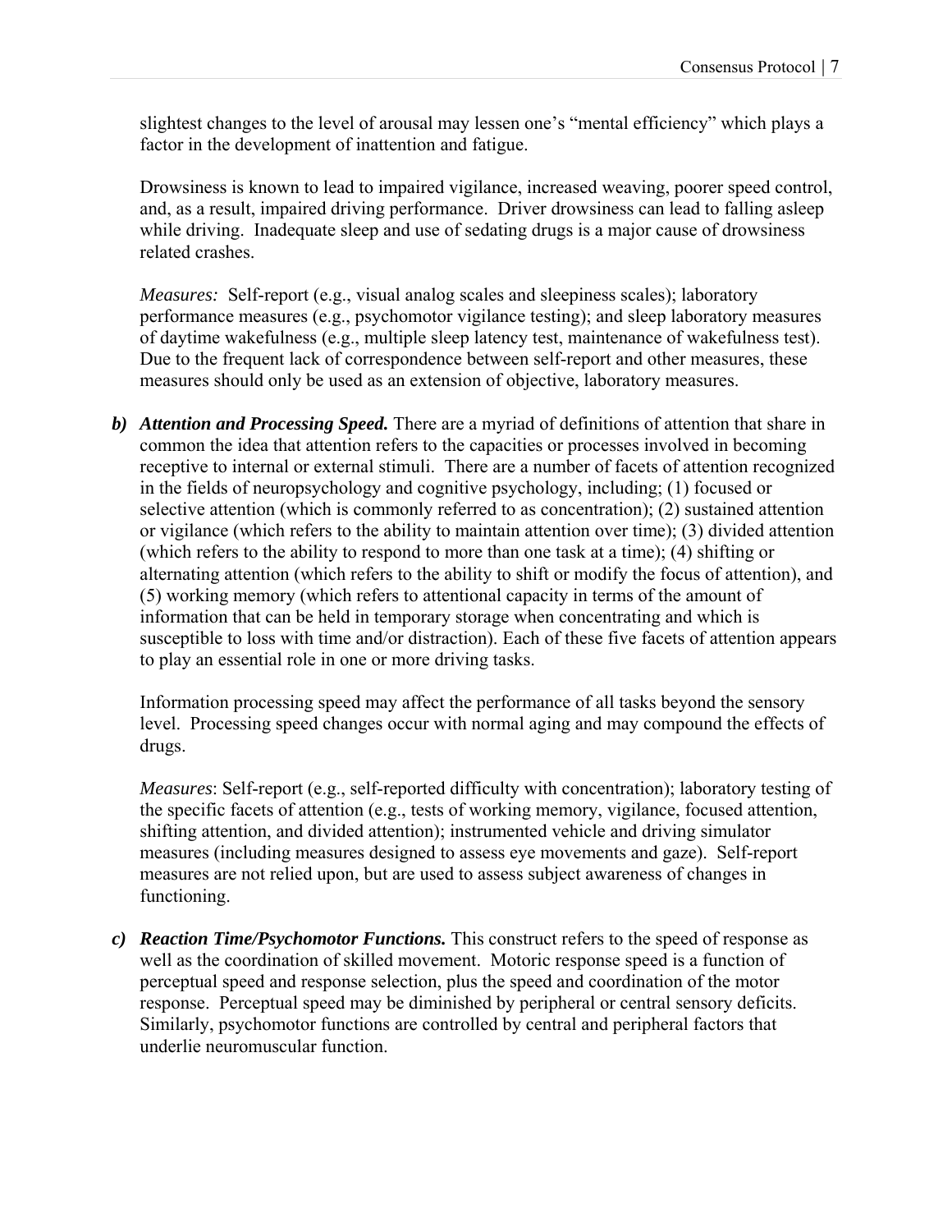slightest changes to the level of arousal may lessen one's "mental efficiency" which plays a factor in the development of inattention and fatigue.

Drowsiness is known to lead to impaired vigilance, increased weaving, poorer speed control, and, as a result, impaired driving performance. Driver drowsiness can lead to falling asleep while driving. Inadequate sleep and use of sedating drugs is a major cause of drowsiness related crashes.

*Measures:* Self-report (e.g., visual analog scales and sleepiness scales); laboratory performance measures (e.g., psychomotor vigilance testing); and sleep laboratory measures of daytime wakefulness (e.g., multiple sleep latency test, maintenance of wakefulness test). Due to the frequent lack of correspondence between self-report and other measures, these measures should only be used as an extension of objective, laboratory measures.

***b) Attention and Processing Speed.*** There are a myriad of definitions of attention that share in common the idea that attention refers to the capacities or processes involved in becoming receptive to internal or external stimuli. There are a number of facets of attention recognized in the fields of neuropsychology and cognitive psychology, including; (1) focused or selective attention (which is commonly referred to as concentration); (2) sustained attention or vigilance (which refers to the ability to maintain attention over time); (3) divided attention (which refers to the ability to respond to more than one task at a time); (4) shifting or alternating attention (which refers to the ability to shift or modify the focus of attention), and (5) working memory (which refers to attentional capacity in terms of the amount of information that can be held in temporary storage when concentrating and which is susceptible to loss with time and/or distraction). Each of these five facets of attention appears to play an essential role in one or more driving tasks.

Information processing speed may affect the performance of all tasks beyond the sensory level. Processing speed changes occur with normal aging and may compound the effects of drugs.

*Measures*: Self-report (e.g., self-reported difficulty with concentration); laboratory testing of the specific facets of attention (e.g., tests of working memory, vigilance, focused attention, shifting attention, and divided attention); instrumented vehicle and driving simulator measures (including measures designed to assess eye movements and gaze). Self-report measures are not relied upon, but are used to assess subject awareness of changes in functioning.

***c) Reaction Time/Psychomotor Functions.*** This construct refers to the speed of response as well as the coordination of skilled movement. Motoric response speed is a function of perceptual speed and response selection, plus the speed and coordination of the motor response. Perceptual speed may be diminished by peripheral or central sensory deficits. Similarly, psychomotor functions are controlled by central and peripheral factors that underlie neuromuscular function.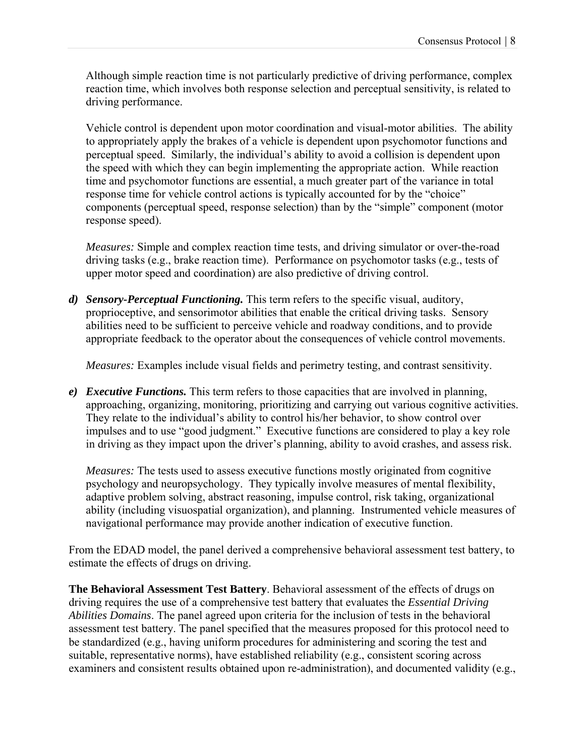Although simple reaction time is not particularly predictive of driving performance, complex reaction time, which involves both response selection and perceptual sensitivity, is related to driving performance.

Vehicle control is dependent upon motor coordination and visual-motor abilities. The ability to appropriately apply the brakes of a vehicle is dependent upon psychomotor functions and perceptual speed. Similarly, the individual's ability to avoid a collision is dependent upon the speed with which they can begin implementing the appropriate action. While reaction time and psychomotor functions are essential, a much greater part of the variance in total response time for vehicle control actions is typically accounted for by the "choice" components (perceptual speed, response selection) than by the "simple" component (motor response speed).

*Measures:* Simple and complex reaction time tests, and driving simulator or over-the-road driving tasks (e.g., brake reaction time). Performance on psychomotor tasks (e.g., tests of upper motor speed and coordination) are also predictive of driving control.

***d) Sensory-Perceptual Functioning.*** This term refers to the specific visual, auditory, proprioceptive, and sensorimotor abilities that enable the critical driving tasks. Sensory abilities need to be sufficient to perceive vehicle and roadway conditions, and to provide appropriate feedback to the operator about the consequences of vehicle control movements.

*Measures:* Examples include visual fields and perimetry testing, and contrast sensitivity.

***e) Executive Functions.*** This term refers to those capacities that are involved in planning, approaching, organizing, monitoring, prioritizing and carrying out various cognitive activities. They relate to the individual's ability to control his/her behavior, to show control over impulses and to use "good judgment." Executive functions are considered to play a key role in driving as they impact upon the driver's planning, ability to avoid crashes, and assess risk.

*Measures:* The tests used to assess executive functions mostly originated from cognitive psychology and neuropsychology. They typically involve measures of mental flexibility, adaptive problem solving, abstract reasoning, impulse control, risk taking, organizational ability (including visuospatial organization), and planning. Instrumented vehicle measures of navigational performance may provide another indication of executive function.

From the EDAD model, the panel derived a comprehensive behavioral assessment test battery, to estimate the effects of drugs on driving.

**The Behavioral Assessment Test Battery**. Behavioral assessment of the effects of drugs on driving requires the use of a comprehensive test battery that evaluates the *Essential Driving Abilities Domains*. The panel agreed upon criteria for the inclusion of tests in the behavioral assessment test battery. The panel specified that the measures proposed for this protocol need to be standardized (e.g., having uniform procedures for administering and scoring the test and suitable, representative norms), have established reliability (e.g., consistent scoring across examiners and consistent results obtained upon re-administration), and documented validity (e.g.,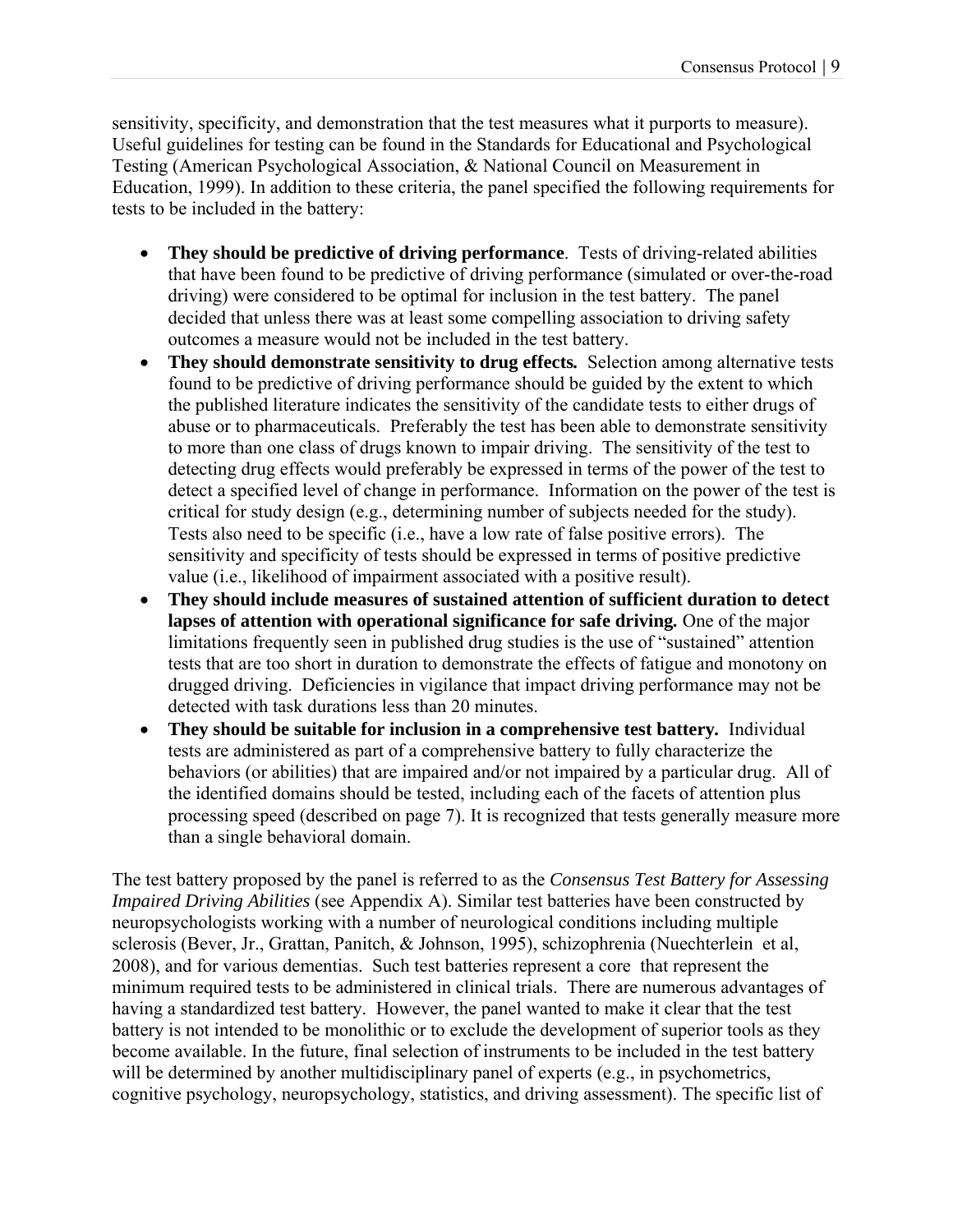sensitivity, specificity, and demonstration that the test measures what it purports to measure). Useful guidelines for testing can be found in the Standards for Educational and Psychological Testing (American Psychological Association, & National Council on Measurement in Education, 1999). In addition to these criteria, the panel specified the following requirements for tests to be included in the battery:

- **They should be predictive of driving performance**. Tests of driving-related abilities that have been found to be predictive of driving performance (simulated or over-the-road driving) were considered to be optimal for inclusion in the test battery. The panel decided that unless there was at least some compelling association to driving safety outcomes a measure would not be included in the test battery.
- **They should demonstrate sensitivity to drug effects.** Selection among alternative tests found to be predictive of driving performance should be guided by the extent to which the published literature indicates the sensitivity of the candidate tests to either drugs of abuse or to pharmaceuticals. Preferably the test has been able to demonstrate sensitivity to more than one class of drugs known to impair driving. The sensitivity of the test to detecting drug effects would preferably be expressed in terms of the power of the test to detect a specified level of change in performance. Information on the power of the test is critical for study design (e.g., determining number of subjects needed for the study). Tests also need to be specific (i.e., have a low rate of false positive errors). The sensitivity and specificity of tests should be expressed in terms of positive predictive value (i.e., likelihood of impairment associated with a positive result).
- **They should include measures of sustained attention of sufficient duration to detect lapses of attention with operational significance for safe driving.** One of the major limitations frequently seen in published drug studies is the use of "sustained" attention tests that are too short in duration to demonstrate the effects of fatigue and monotony on drugged driving. Deficiencies in vigilance that impact driving performance may not be detected with task durations less than 20 minutes.
- **They should be suitable for inclusion in a comprehensive test battery.** Individual tests are administered as part of a comprehensive battery to fully characterize the behaviors (or abilities) that are impaired and/or not impaired by a particular drug. All of the identified domains should be tested, including each of the facets of attention plus processing speed (described on page 7). It is recognized that tests generally measure more than a single behavioral domain.

The test battery proposed by the panel is referred to as the *Consensus Test Battery for Assessing Impaired Driving Abilities* (see Appendix A). Similar test batteries have been constructed by neuropsychologists working with a number of neurological conditions including multiple sclerosis (Bever, Jr., Grattan, Panitch, & Johnson, 1995), schizophrenia (Nuechterlein et al, 2008), and for various dementias. Such test batteries represent a core that represent the minimum required tests to be administered in clinical trials. There are numerous advantages of having a standardized test battery. However, the panel wanted to make it clear that the test battery is not intended to be monolithic or to exclude the development of superior tools as they become available. In the future, final selection of instruments to be included in the test battery will be determined by another multidisciplinary panel of experts (e.g., in psychometrics, cognitive psychology, neuropsychology, statistics, and driving assessment). The specific list of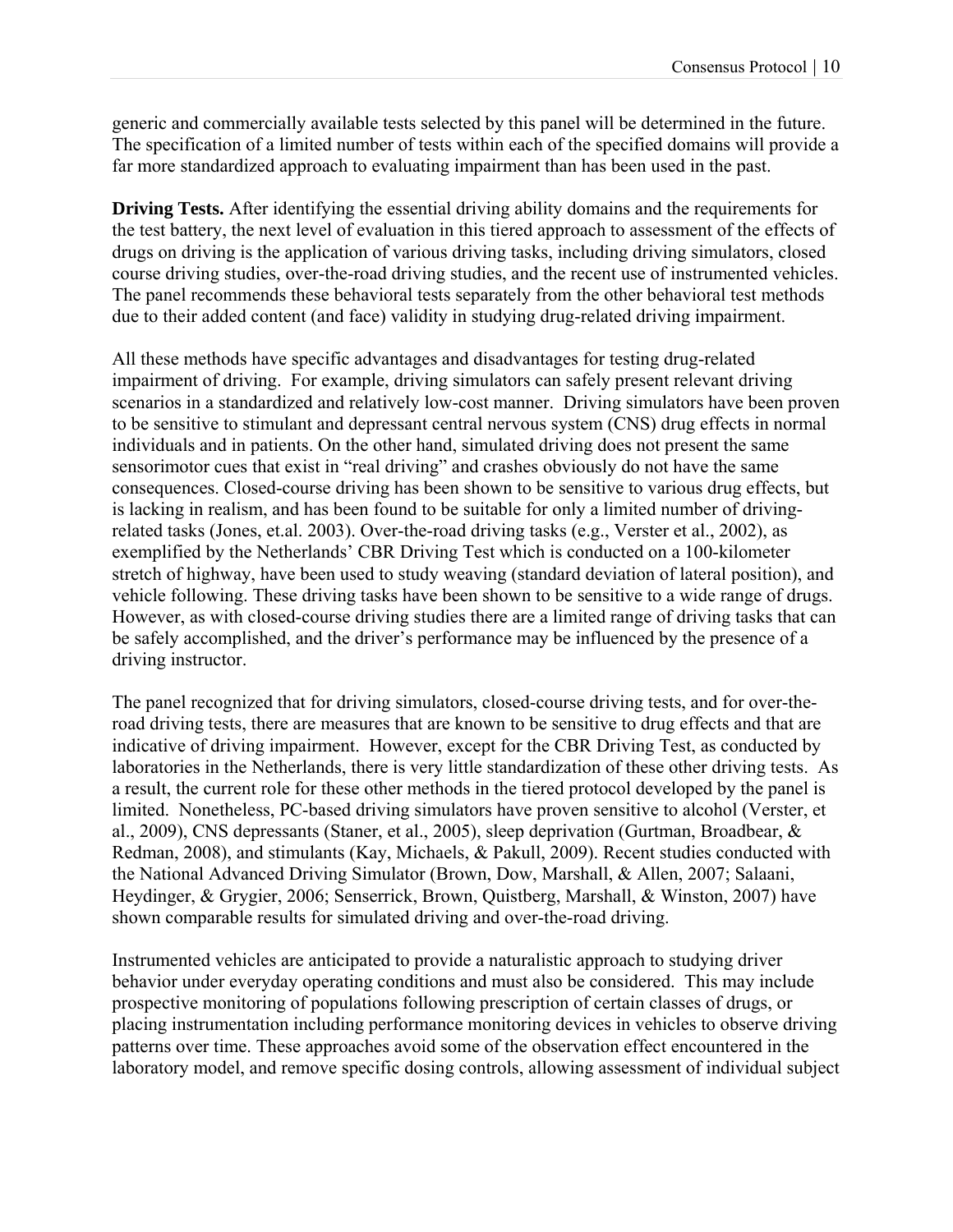generic and commercially available tests selected by this panel will be determined in the future. The specification of a limited number of tests within each of the specified domains will provide a far more standardized approach to evaluating impairment than has been used in the past.

**Driving Tests.** After identifying the essential driving ability domains and the requirements for the test battery, the next level of evaluation in this tiered approach to assessment of the effects of drugs on driving is the application of various driving tasks, including driving simulators, closed course driving studies, over-the-road driving studies, and the recent use of instrumented vehicles. The panel recommends these behavioral tests separately from the other behavioral test methods due to their added content (and face) validity in studying drug-related driving impairment.

All these methods have specific advantages and disadvantages for testing drug-related impairment of driving. For example, driving simulators can safely present relevant driving scenarios in a standardized and relatively low-cost manner. Driving simulators have been proven to be sensitive to stimulant and depressant central nervous system (CNS) drug effects in normal individuals and in patients. On the other hand, simulated driving does not present the same sensorimotor cues that exist in "real driving" and crashes obviously do not have the same consequences. Closed-course driving has been shown to be sensitive to various drug effects, but is lacking in realism, and has been found to be suitable for only a limited number of driving-related tasks (Jones, et.al. 2003). Over-the-road driving tasks (e.g., Verster et al., 2002), as exemplified by the Netherlands' CBR Driving Test which is conducted on a 100-kilometer stretch of highway, have been used to study weaving (standard deviation of lateral position), and vehicle following. These driving tasks have been shown to be sensitive to a wide range of drugs. However, as with closed-course driving studies there are a limited range of driving tasks that can be safely accomplished, and the driver's performance may be influenced by the presence of a driving instructor.

The panel recognized that for driving simulators, closed-course driving tests, and for over-the-road driving tests, there are measures that are known to be sensitive to drug effects and that are indicative of driving impairment. However, except for the CBR Driving Test, as conducted by laboratories in the Netherlands, there is very little standardization of these other driving tests. As a result, the current role for these other methods in the tiered protocol developed by the panel is limited. Nonetheless, PC-based driving simulators have proven sensitive to alcohol (Verster, et al., 2009), CNS depressants (Staner, et al., 2005), sleep deprivation (Gurtman, Broadbear, & Redman, 2008), and stimulants (Kay, Michaels, & Pakull, 2009). Recent studies conducted with the National Advanced Driving Simulator (Brown, Dow, Marshall, & Allen, 2007; Salaani, Heydinger, & Grygier, 2006; Senserrick, Brown, Quistberg, Marshall, & Winston, 2007) have shown comparable results for simulated driving and over-the-road driving.

Instrumented vehicles are anticipated to provide a naturalistic approach to studying driver behavior under everyday operating conditions and must also be considered. This may include prospective monitoring of populations following prescription of certain classes of drugs, or placing instrumentation including performance monitoring devices in vehicles to observe driving patterns over time. These approaches avoid some of the observation effect encountered in the laboratory model, and remove specific dosing controls, allowing assessment of individual subject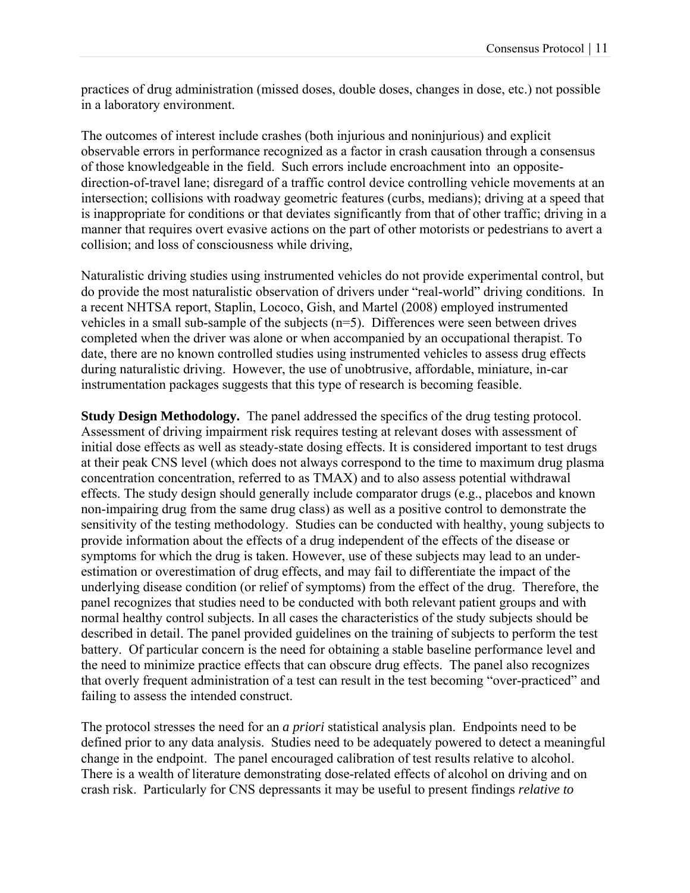practices of drug administration (missed doses, double doses, changes in dose, etc.) not possible in a laboratory environment.

The outcomes of interest include crashes (both injurious and noninjurious) and explicit observable errors in performance recognized as a factor in crash causation through a consensus of those knowledgeable in the field. Such errors include encroachment into an opposite-direction-of-travel lane; disregard of a traffic control device controlling vehicle movements at an intersection; collisions with roadway geometric features (curbs, medians); driving at a speed that is inappropriate for conditions or that deviates significantly from that of other traffic; driving in a manner that requires overt evasive actions on the part of other motorists or pedestrians to avert a collision; and loss of consciousness while driving,

Naturalistic driving studies using instrumented vehicles do not provide experimental control, but do provide the most naturalistic observation of drivers under "real-world" driving conditions. In a recent NHTSA report, Staplin, Lococo, Gish, and Martel (2008) employed instrumented vehicles in a small sub-sample of the subjects (n=5). Differences were seen between drives completed when the driver was alone or when accompanied by an occupational therapist. To date, there are no known controlled studies using instrumented vehicles to assess drug effects during naturalistic driving. However, the use of unobtrusive, affordable, miniature, in-car instrumentation packages suggests that this type of research is becoming feasible.

**Study Design Methodology.** The panel addressed the specifics of the drug testing protocol. Assessment of driving impairment risk requires testing at relevant doses with assessment of initial dose effects as well as steady-state dosing effects. It is considered important to test drugs at their peak CNS level (which does not always correspond to the time to maximum drug plasma concentration concentration, referred to as TMAX) and to also assess potential withdrawal effects. The study design should generally include comparator drugs (e.g., placebos and known non-impairing drug from the same drug class) as well as a positive control to demonstrate the sensitivity of the testing methodology. Studies can be conducted with healthy, young subjects to provide information about the effects of a drug independent of the effects of the disease or symptoms for which the drug is taken. However, use of these subjects may lead to an under-estimation or overestimation of drug effects, and may fail to differentiate the impact of the underlying disease condition (or relief of symptoms) from the effect of the drug. Therefore, the panel recognizes that studies need to be conducted with both relevant patient groups and with normal healthy control subjects. In all cases the characteristics of the study subjects should be described in detail. The panel provided guidelines on the training of subjects to perform the test battery. Of particular concern is the need for obtaining a stable baseline performance level and the need to minimize practice effects that can obscure drug effects. The panel also recognizes that overly frequent administration of a test can result in the test becoming "over-practiced" and failing to assess the intended construct.

The protocol stresses the need for an *a priori* statistical analysis plan. Endpoints need to be defined prior to any data analysis. Studies need to be adequately powered to detect a meaningful change in the endpoint. The panel encouraged calibration of test results relative to alcohol. There is a wealth of literature demonstrating dose-related effects of alcohol on driving and on crash risk. Particularly for CNS depressants it may be useful to present findings *relative to*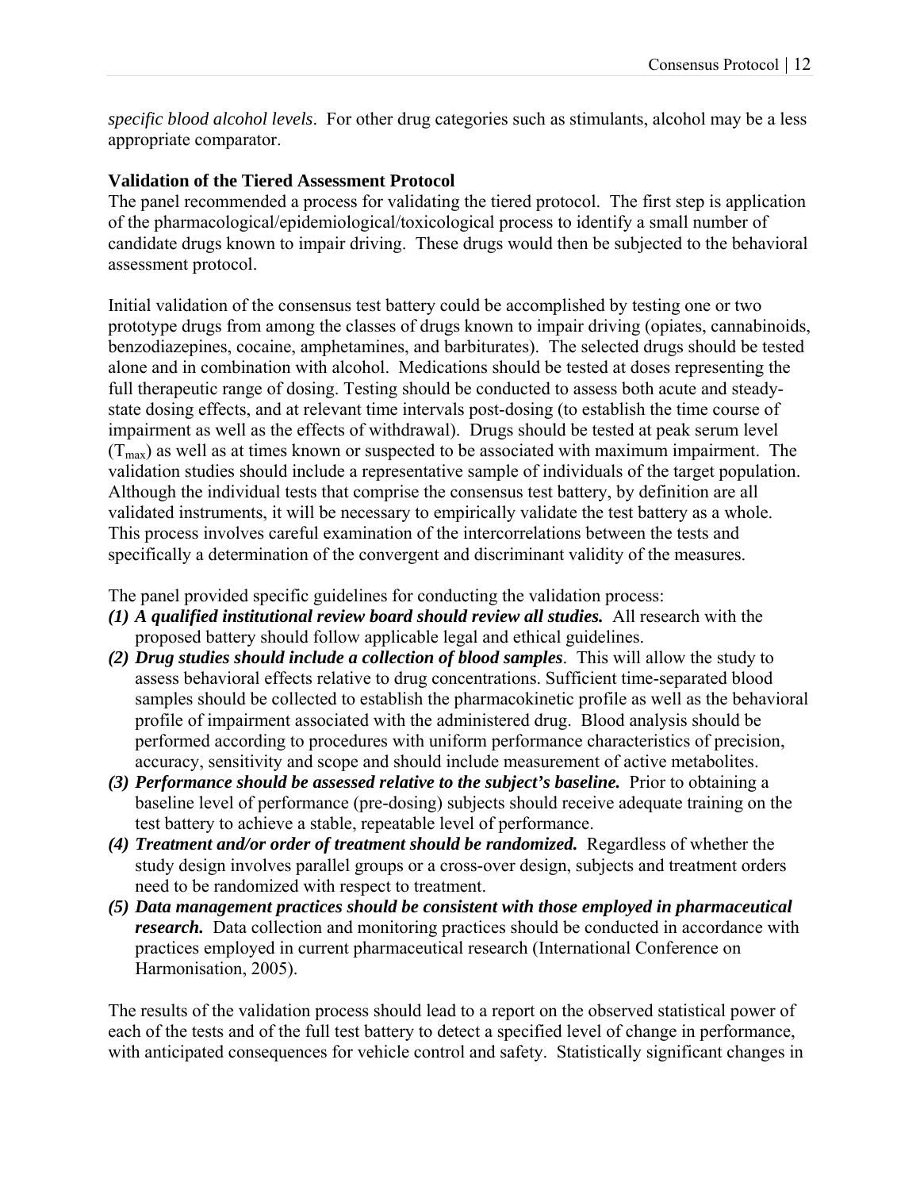*specific blood alcohol levels*. For other drug categories such as stimulants, alcohol may be a less appropriate comparator.

**Validation of the Tiered Assessment Protocol**

The panel recommended a process for validating the tiered protocol. The first step is application of the pharmacological/epidemiological/toxicological process to identify a small number of candidate drugs known to impair driving. These drugs would then be subjected to the behavioral assessment protocol.

Initial validation of the consensus test battery could be accomplished by testing one or two prototype drugs from among the classes of drugs known to impair driving (opiates, cannabinoids, benzodiazepines, cocaine, amphetamines, and barbiturates). The selected drugs should be tested alone and in combination with alcohol. Medications should be tested at doses representing the full therapeutic range of dosing. Testing should be conducted to assess both acute and steady-state dosing effects, and at relevant time intervals post-dosing (to establish the time course of impairment as well as the effects of withdrawal). Drugs should be tested at peak serum level ($T_{max}$) as well as at times known or suspected to be associated with maximum impairment. The validation studies should include a representative sample of individuals of the target population. Although the individual tests that comprise the consensus test battery, by definition are all validated instruments, it will be necessary to empirically validate the test battery as a whole. This process involves careful examination of the intercorrelations between the tests and specifically a determination of the convergent and discriminant validity of the measures.

The panel provided specific guidelines for conducting the validation process:

1. ***A qualified institutional review board should review all studies.*** All research with the proposed battery should follow applicable legal and ethical guidelines.
2. ***Drug studies should include a collection of blood samples***. This will allow the study to assess behavioral effects relative to drug concentrations. Sufficient time-separated blood samples should be collected to establish the pharmacokinetic profile as well as the behavioral profile of impairment associated with the administered drug. Blood analysis should be performed according to procedures with uniform performance characteristics of precision, accuracy, sensitivity and scope and should include measurement of active metabolites.
3. ***Performance should be assessed relative to the subject's baseline.*** Prior to obtaining a baseline level of performance (pre-dosing) subjects should receive adequate training on the test battery to achieve a stable, repeatable level of performance.
4. ***Treatment and/or order of treatment should be randomized.*** Regardless of whether the study design involves parallel groups or a cross-over design, subjects and treatment orders need to be randomized with respect to treatment.
5. ***Data management practices should be consistent with those employed in pharmaceutical research.*** Data collection and monitoring practices should be conducted in accordance with practices employed in current pharmaceutical research (International Conference on Harmonisation, 2005).

The results of the validation process should lead to a report on the observed statistical power of each of the tests and of the full test battery to detect a specified level of change in performance, with anticipated consequences for vehicle control and safety. Statistically significant changes in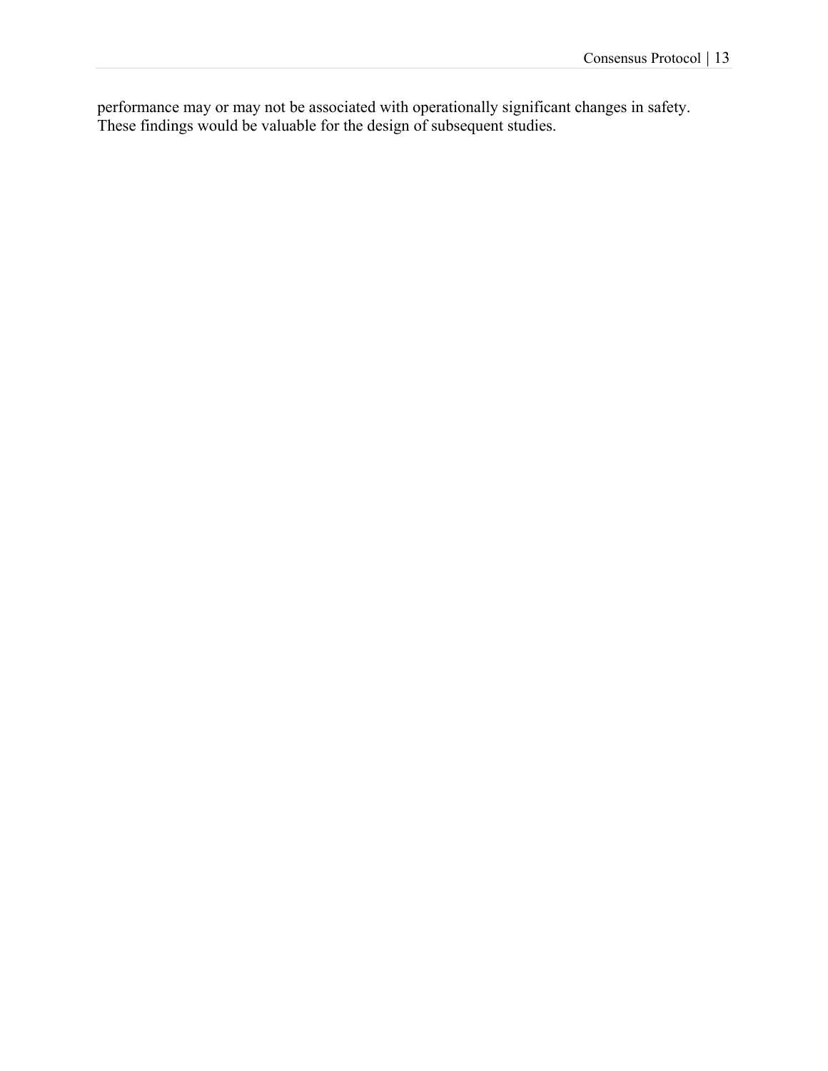performance may or may not be associated with operationally significant changes in safety. These findings would be valuable for the design of subsequent studies.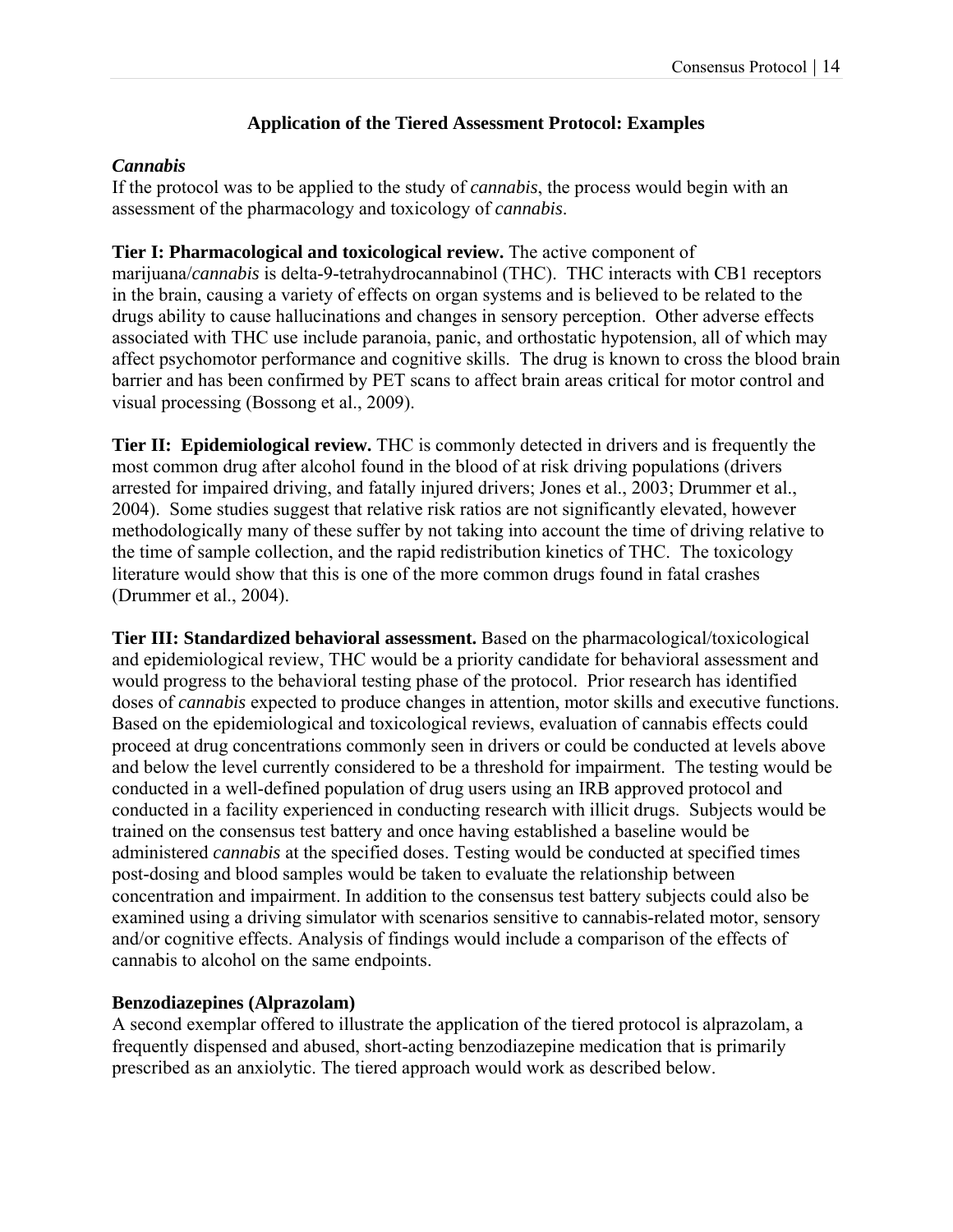## Application of the Tiered Assessment Protocol: Examples

### *Cannabis*

If the protocol was to be applied to the study of *cannabis*, the process would begin with an assessment of the pharmacology and toxicology of *cannabis*.

**Tier I: Pharmacological and toxicological review.** The active component of marijuana/*cannabis* is delta-9-tetrahydrocannabinol (THC). THC interacts with CB1 receptors in the brain, causing a variety of effects on organ systems and is believed to be related to the drugs ability to cause hallucinations and changes in sensory perception. Other adverse effects associated with THC use include paranoia, panic, and orthostatic hypotension, all of which may affect psychomotor performance and cognitive skills. The drug is known to cross the blood brain barrier and has been confirmed by PET scans to affect brain areas critical for motor control and visual processing (Bossong et al., 2009).

**Tier II: Epidemiological review.** THC is commonly detected in drivers and is frequently the most common drug after alcohol found in the blood of at risk driving populations (drivers arrested for impaired driving, and fatally injured drivers; Jones et al., 2003; Drummer et al., 2004). Some studies suggest that relative risk ratios are not significantly elevated, however methodologically many of these suffer by not taking into account the time of driving relative to the time of sample collection, and the rapid redistribution kinetics of THC. The toxicology literature would show that this is one of the more common drugs found in fatal crashes (Drummer et al., 2004).

**Tier III: Standardized behavioral assessment.** Based on the pharmacological/toxicological and epidemiological review, THC would be a priority candidate for behavioral assessment and would progress to the behavioral testing phase of the protocol. Prior research has identified doses of *cannabis* expected to produce changes in attention, motor skills and executive functions. Based on the epidemiological and toxicological reviews, evaluation of cannabis effects could proceed at drug concentrations commonly seen in drivers or could be conducted at levels above and below the level currently considered to be a threshold for impairment. The testing would be conducted in a well-defined population of drug users using an IRB approved protocol and conducted in a facility experienced in conducting research with illicit drugs. Subjects would be trained on the consensus test battery and once having established a baseline would be administered *cannabis* at the specified doses. Testing would be conducted at specified times post-dosing and blood samples would be taken to evaluate the relationship between concentration and impairment. In addition to the consensus test battery subjects could also be examined using a driving simulator with scenarios sensitive to cannabis-related motor, sensory and/or cognitive effects. Analysis of findings would include a comparison of the effects of cannabis to alcohol on the same endpoints.

### Benzodiazepines (Alprazolam)

A second exemplar offered to illustrate the application of the tiered protocol is alprazolam, a frequently dispensed and abused, short-acting benzodiazepine medication that is primarily prescribed as an anxiolytic. The tiered approach would work as described below.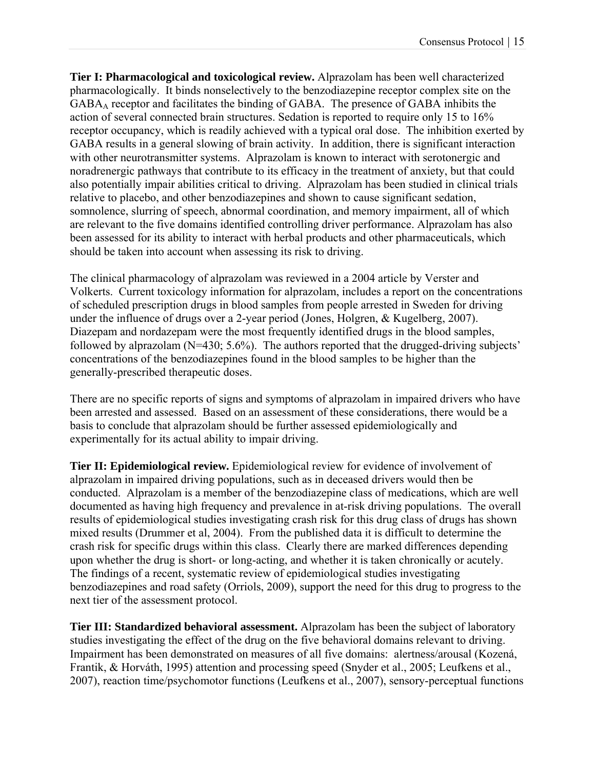**Tier I: Pharmacological and toxicological review.** Alprazolam has been well characterized pharmacologically. It binds nonselectively to the benzodiazepine receptor complex site on the $GABA_A$ receptor and facilitates the binding of GABA. The presence of GABA inhibits the action of several connected brain structures. Sedation is reported to require only 15 to 16% receptor occupancy, which is readily achieved with a typical oral dose. The inhibition exerted by GABA results in a general slowing of brain activity. In addition, there is significant interaction with other neurotransmitter systems. Alprazolam is known to interact with serotonergic and noradrenergic pathways that contribute to its efficacy in the treatment of anxiety, but that could also potentially impair abilities critical to driving. Alprazolam has been studied in clinical trials relative to placebo, and other benzodiazepines and shown to cause significant sedation, somnolence, slurring of speech, abnormal coordination, and memory impairment, all of which are relevant to the five domains identified controlling driver performance. Alprazolam has also been assessed for its ability to interact with herbal products and other pharmaceuticals, which should be taken into account when assessing its risk to driving.

The clinical pharmacology of alprazolam was reviewed in a 2004 article by Verster and Volkerts. Current toxicology information for alprazolam, includes a report on the concentrations of scheduled prescription drugs in blood samples from people arrested in Sweden for driving under the influence of drugs over a 2-year period (Jones, Holgren, & Kugelberg, 2007). Diazepam and nordazepam were the most frequently identified drugs in the blood samples, followed by alprazolam (N=430; 5.6%). The authors reported that the drugged-driving subjects' concentrations of the benzodiazepines found in the blood samples to be higher than the generally-prescribed therapeutic doses.

There are no specific reports of signs and symptoms of alprazolam in impaired drivers who have been arrested and assessed. Based on an assessment of these considerations, there would be a basis to conclude that alprazolam should be further assessed epidemiologically and experimentally for its actual ability to impair driving.

**Tier II: Epidemiological review.** Epidemiological review for evidence of involvement of alprazolam in impaired driving populations, such as in deceased drivers would then be conducted. Alprazolam is a member of the benzodiazepine class of medications, which are well documented as having high frequency and prevalence in at-risk driving populations. The overall results of epidemiological studies investigating crash risk for this drug class of drugs has shown mixed results (Drummer et al, 2004). From the published data it is difficult to determine the crash risk for specific drugs within this class. Clearly there are marked differences depending upon whether the drug is short- or long-acting, and whether it is taken chronically or acutely. The findings of a recent, systematic review of epidemiological studies investigating benzodiazepines and road safety (Orriols, 2009), support the need for this drug to progress to the next tier of the assessment protocol.

**Tier III: Standardized behavioral assessment.** Alprazolam has been the subject of laboratory studies investigating the effect of the drug on the five behavioral domains relevant to driving. Impairment has been demonstrated on measures of all five domains: alertness/arousal (Kozená, Frantik, & Horváth, 1995) attention and processing speed (Snyder et al., 2005; Leufkens et al., 2007), reaction time/psychomotor functions (Leufkens et al., 2007), sensory-perceptual functions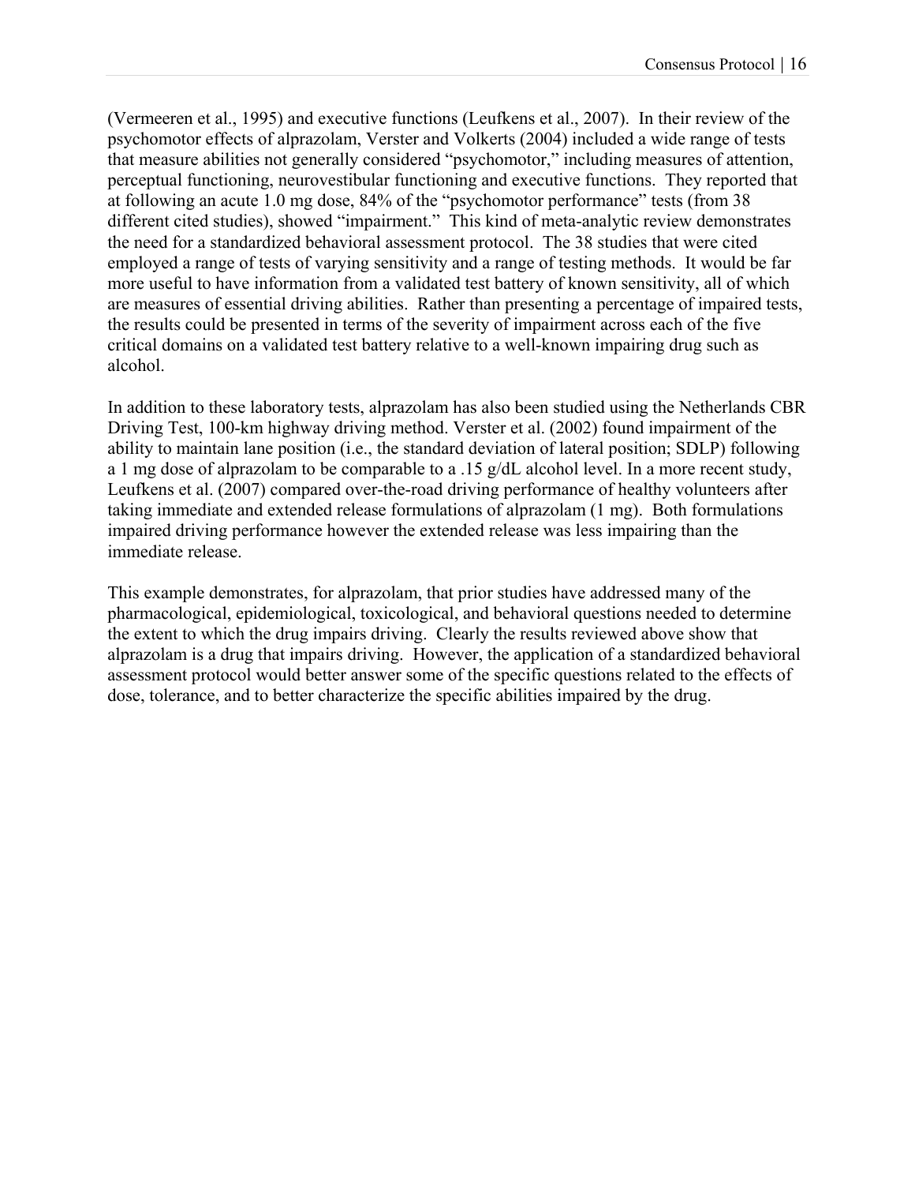(Vermeeren et al., 1995) and executive functions (Leufkens et al., 2007). In their review of the psychomotor effects of alprazolam, Verster and Volkerts (2004) included a wide range of tests that measure abilities not generally considered "psychomotor," including measures of attention, perceptual functioning, neurovestibular functioning and executive functions. They reported that at following an acute 1.0 mg dose, 84% of the "psychomotor performance" tests (from 38 different cited studies), showed "impairment." This kind of meta-analytic review demonstrates the need for a standardized behavioral assessment protocol. The 38 studies that were cited employed a range of tests of varying sensitivity and a range of testing methods. It would be far more useful to have information from a validated test battery of known sensitivity, all of which are measures of essential driving abilities. Rather than presenting a percentage of impaired tests, the results could be presented in terms of the severity of impairment across each of the five critical domains on a validated test battery relative to a well-known impairing drug such as alcohol.

In addition to these laboratory tests, alprazolam has also been studied using the Netherlands CBR Driving Test, 100-km highway driving method. Verster et al. (2002) found impairment of the ability to maintain lane position (i.e., the standard deviation of lateral position; SDLP) following a 1 mg dose of alprazolam to be comparable to a .15 g/dL alcohol level. In a more recent study, Leufkens et al. (2007) compared over-the-road driving performance of healthy volunteers after taking immediate and extended release formulations of alprazolam (1 mg). Both formulations impaired driving performance however the extended release was less impairing than the immediate release.

This example demonstrates, for alprazolam, that prior studies have addressed many of the pharmacological, epidemiological, toxicological, and behavioral questions needed to determine the extent to which the drug impairs driving. Clearly the results reviewed above show that alprazolam is a drug that impairs driving. However, the application of a standardized behavioral assessment protocol would better answer some of the specific questions related to the effects of dose, tolerance, and to better characterize the specific abilities impaired by the drug.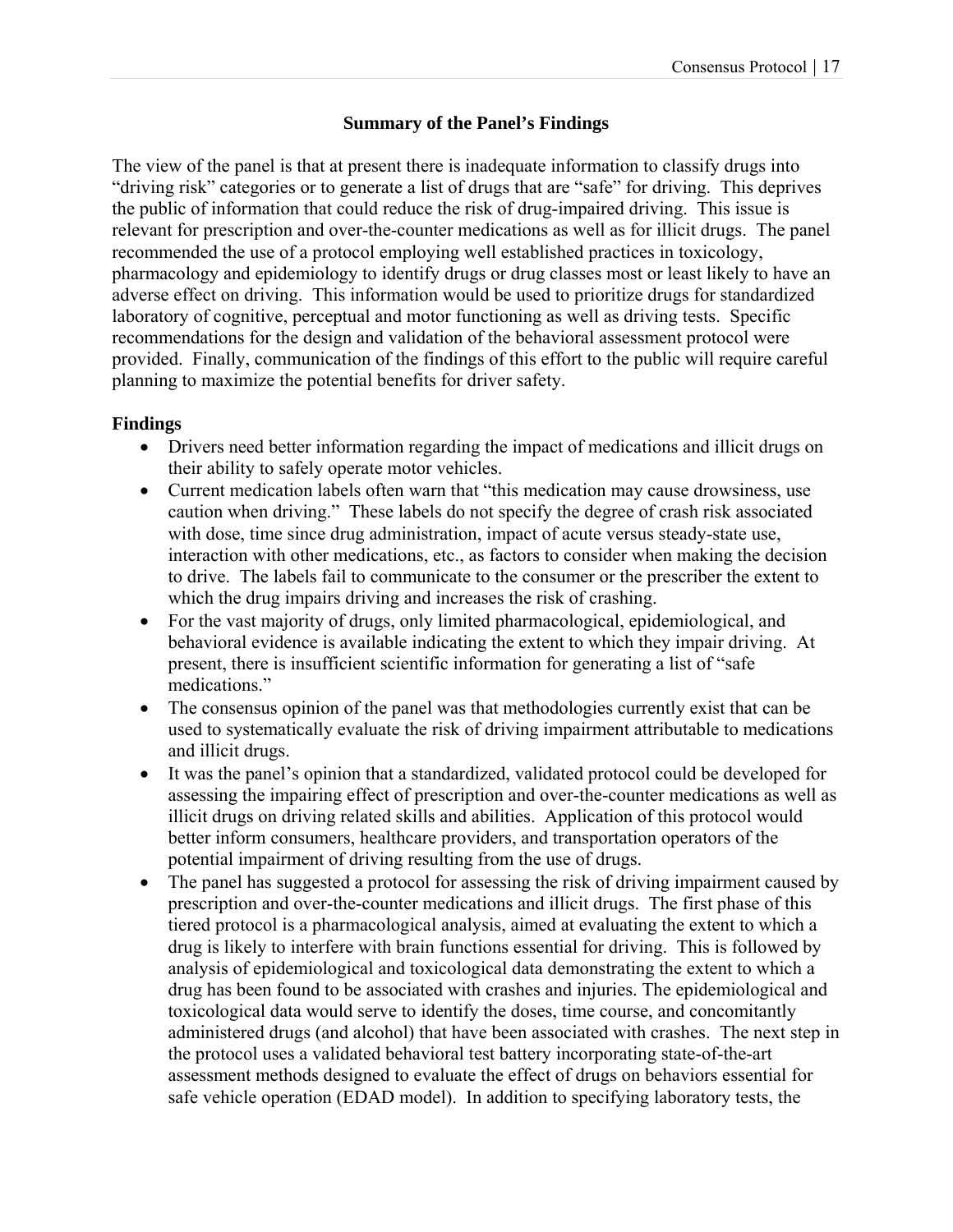## Summary of the Panel's Findings

The view of the panel is that at present there is inadequate information to classify drugs into "driving risk" categories or to generate a list of drugs that are "safe" for driving. This deprives the public of information that could reduce the risk of drug-impaired driving. This issue is relevant for prescription and over-the-counter medications as well as for illicit drugs. The panel recommended the use of a protocol employing well established practices in toxicology, pharmacology and epidemiology to identify drugs or drug classes most or least likely to have an adverse effect on driving. This information would be used to prioritize drugs for standardized laboratory of cognitive, perceptual and motor functioning as well as driving tests. Specific recommendations for the design and validation of the behavioral assessment protocol were provided. Finally, communication of the findings of this effort to the public will require careful planning to maximize the potential benefits for driver safety.

### Findings

- Drivers need better information regarding the impact of medications and illicit drugs on their ability to safely operate motor vehicles.
- Current medication labels often warn that "this medication may cause drowsiness, use caution when driving." These labels do not specify the degree of crash risk associated with dose, time since drug administration, impact of acute versus steady-state use, interaction with other medications, etc., as factors to consider when making the decision to drive. The labels fail to communicate to the consumer or the prescriber the extent to which the drug impairs driving and increases the risk of crashing.
- For the vast majority of drugs, only limited pharmacological, epidemiological, and behavioral evidence is available indicating the extent to which they impair driving. At present, there is insufficient scientific information for generating a list of "safe medications."
- The consensus opinion of the panel was that methodologies currently exist that can be used to systematically evaluate the risk of driving impairment attributable to medications and illicit drugs.
- It was the panel's opinion that a standardized, validated protocol could be developed for assessing the impairing effect of prescription and over-the-counter medications as well as illicit drugs on driving related skills and abilities. Application of this protocol would better inform consumers, healthcare providers, and transportation operators of the potential impairment of driving resulting from the use of drugs.
- The panel has suggested a protocol for assessing the risk of driving impairment caused by prescription and over-the-counter medications and illicit drugs. The first phase of this tiered protocol is a pharmacological analysis, aimed at evaluating the extent to which a drug is likely to interfere with brain functions essential for driving. This is followed by analysis of epidemiological and toxicological data demonstrating the extent to which a drug has been found to be associated with crashes and injuries. The epidemiological and toxicological data would serve to identify the doses, time course, and concomitantly administered drugs (and alcohol) that have been associated with crashes. The next step in the protocol uses a validated behavioral test battery incorporating state-of-the-art assessment methods designed to evaluate the effect of drugs on behaviors essential for safe vehicle operation (EDAD model). In addition to specifying laboratory tests, the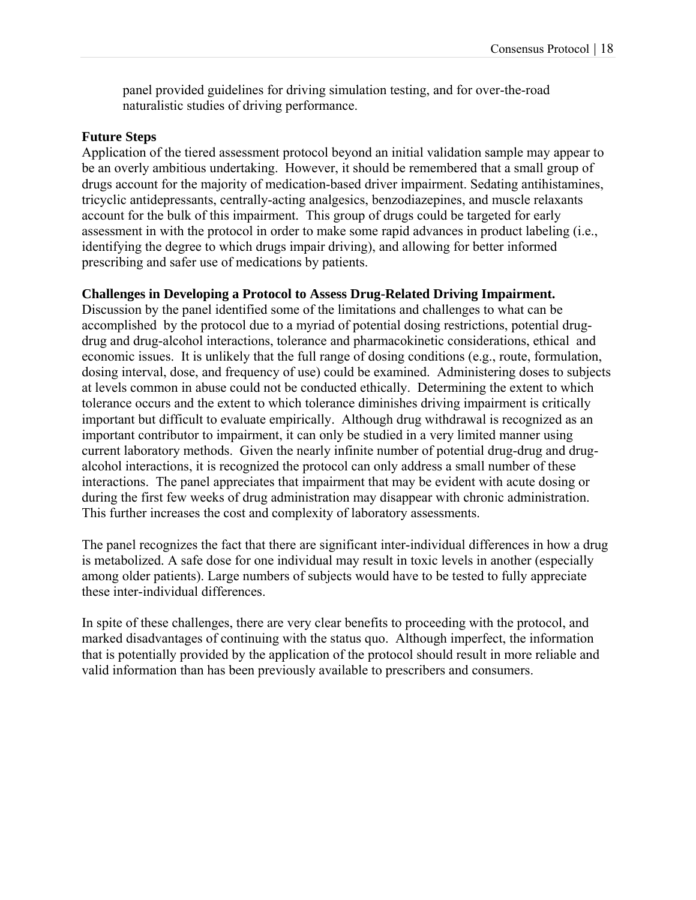panel provided guidelines for driving simulation testing, and for over-the-road naturalistic studies of driving performance.

**Future Steps**

Application of the tiered assessment protocol beyond an initial validation sample may appear to be an overly ambitious undertaking. However, it should be remembered that a small group of drugs account for the majority of medication-based driver impairment. Sedating antihistamines, tricyclic antidepressants, centrally-acting analgesics, benzodiazepines, and muscle relaxants account for the bulk of this impairment. This group of drugs could be targeted for early assessment in with the protocol in order to make some rapid advances in product labeling (i.e., identifying the degree to which drugs impair driving), and allowing for better informed prescribing and safer use of medications by patients.

**Challenges in Developing a Protocol to Assess Drug-Related Driving Impairment.**

Discussion by the panel identified some of the limitations and challenges to what can be accomplished by the protocol due to a myriad of potential dosing restrictions, potential drug-drug and drug-alcohol interactions, tolerance and pharmacokinetic considerations, ethical and economic issues. It is unlikely that the full range of dosing conditions (e.g., route, formulation, dosing interval, dose, and frequency of use) could be examined. Administering doses to subjects at levels common in abuse could not be conducted ethically. Determining the extent to which tolerance occurs and the extent to which tolerance diminishes driving impairment is critically important but difficult to evaluate empirically. Although drug withdrawal is recognized as an important contributor to impairment, it can only be studied in a very limited manner using current laboratory methods. Given the nearly infinite number of potential drug-drug and drug-alcohol interactions, it is recognized the protocol can only address a small number of these interactions. The panel appreciates that impairment that may be evident with acute dosing or during the first few weeks of drug administration may disappear with chronic administration. This further increases the cost and complexity of laboratory assessments.

The panel recognizes the fact that there are significant inter-individual differences in how a drug is metabolized. A safe dose for one individual may result in toxic levels in another (especially among older patients). Large numbers of subjects would have to be tested to fully appreciate these inter-individual differences.

In spite of these challenges, there are very clear benefits to proceeding with the protocol, and marked disadvantages of continuing with the status quo. Although imperfect, the information that is potentially provided by the application of the protocol should result in more reliable and valid information than has been previously available to prescribers and consumers.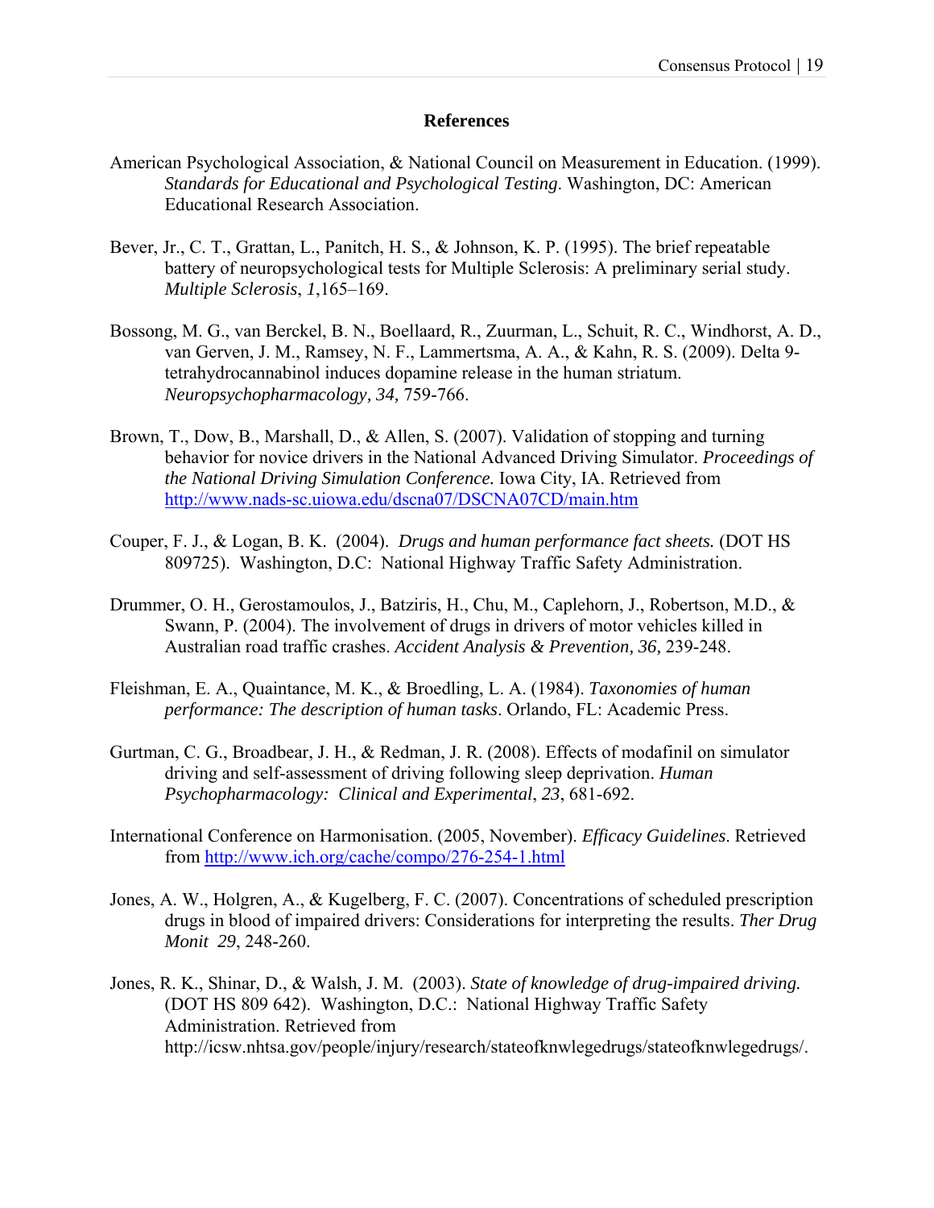## References

American Psychological Association, & National Council on Measurement in Education. (1999). *Standards for Educational and Psychological Testing*. Washington, DC: American Educational Research Association.

Bever, Jr., C. T., Grattan, L., Panitch, H. S., & Johnson, K. P. (1995). The brief repeatable battery of neuropsychological tests for Multiple Sclerosis: A preliminary serial study. *Multiple Sclerosis*, *1*,165–169.

Bossong, M. G., van Berckel, B. N., Boellaard, R., Zuurman, L., Schuit, R. C., Windhorst, A. D., van Gerven, J. M., Ramsey, N. F., Lammertsma, A. A., & Kahn, R. S. (2009). Delta 9-tetrahydrocannabinol induces dopamine release in the human striatum. *Neuropsychopharmacology, 34,* 759-766.

Brown, T., Dow, B., Marshall, D., & Allen, S. (2007). Validation of stopping and turning behavior for novice drivers in the National Advanced Driving Simulator. *Proceedings of the National Driving Simulation Conference.* Iowa City, IA. Retrieved from http://www.nads-sc.uiowa.edu/dscna07/DSCNA07CD/main.htm

Couper, F. J., & Logan, B. K. (2004). *Drugs and human performance fact sheets.* (DOT HS 809725). Washington, D.C: National Highway Traffic Safety Administration.

Drummer, O. H., Gerostamoulos, J., Batziris, H., Chu, M., Caplehorn, J., Robertson, M.D., & Swann, P. (2004). The involvement of drugs in drivers of motor vehicles killed in Australian road traffic crashes. *Accident Analysis & Prevention, 36,* 239-248.

Fleishman, E. A., Quaintance, M. K., & Broedling, L. A. (1984). *Taxonomies of human performance: The description of human tasks*. Orlando, FL: Academic Press.

Gurtman, C. G., Broadbear, J. H., & Redman, J. R. (2008). Effects of modafinil on simulator driving and self-assessment of driving following sleep deprivation. *Human Psychopharmacology: Clinical and Experimental*, *23*, 681-692.

International Conference on Harmonisation. (2005, November). *Efficacy Guidelines*. Retrieved from http://www.ich.org/cache/compo/276-254-1.html

Jones, A. W., Holgren, A., & Kugelberg, F. C. (2007). Concentrations of scheduled prescription drugs in blood of impaired drivers: Considerations for interpreting the results. *Ther Drug Monit 29*, 248-260.

Jones, R. K., Shinar, D., & Walsh, J. M. (2003). *State of knowledge of drug-impaired driving.* (DOT HS 809 642). Washington, D.C.: National Highway Traffic Safety Administration. Retrieved from http://icsw.nhtsa.gov/people/injury/research/stateofknwlegedrugs/stateofknwlegedrugs/.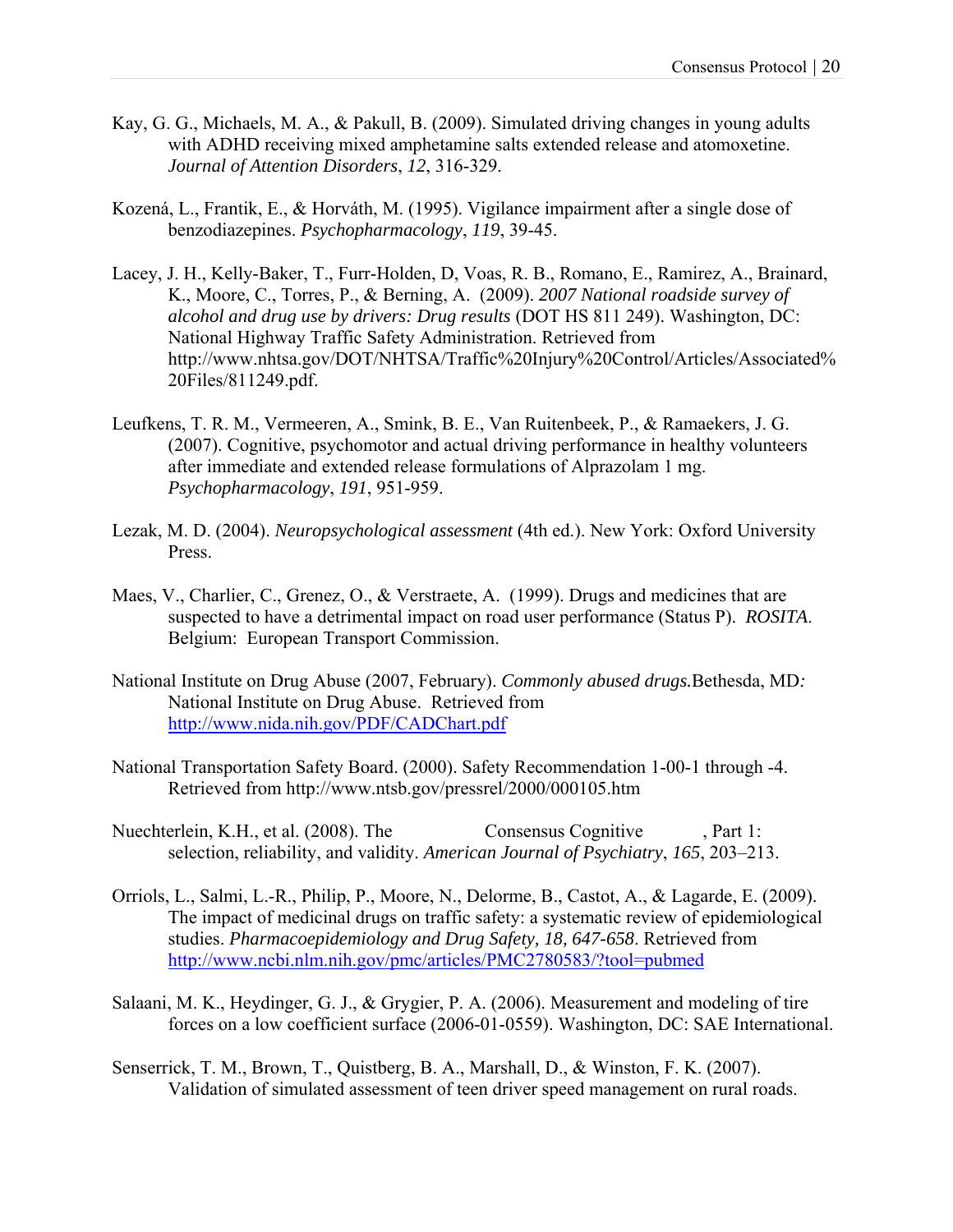Kay, G. G., Michaels, M. A., & Pakull, B. (2009). Simulated driving changes in young adults with ADHD receiving mixed amphetamine salts extended release and atomoxetine. *Journal of Attention Disorders*, *12*, 316-329.

Kozená, L., Frantik, E., & Horváth, M. (1995). Vigilance impairment after a single dose of benzodiazepines. *Psychopharmacology*, *119*, 39-45.

Lacey, J. H., Kelly-Baker, T., Furr-Holden, D, Voas, R. B., Romano, E., Ramirez, A., Brainard, K., Moore, C., Torres, P., & Berning, A. (2009). *2007 National roadside survey of alcohol and drug use by drivers: Drug results* (DOT HS 811 249). Washington, DC: National Highway Traffic Safety Administration. Retrieved from http://www.nhtsa.gov/DOT/NHTSA/Traffic%20Injury%20Control/Articles/Associated%20Files/811249.pdf.

Leufkens, T. R. M., Vermeeren, A., Smink, B. E., Van Ruitenbeek, P., & Ramaekers, J. G. (2007). Cognitive, psychomotor and actual driving performance in healthy volunteers after immediate and extended release formulations of Alprazolam 1 mg. *Psychopharmacology*, *191*, 951-959.

Lezak, M. D. (2004). *Neuropsychological assessment* (4th ed.). New York: Oxford University Press.

Maes, V., Charlier, C., Grenez, O., & Verstraete, A. (1999). Drugs and medicines that are suspected to have a detrimental impact on road user performance (Status P). *ROSITA*. Belgium: European Transport Commission.

National Institute on Drug Abuse (2007, February). *Commonly abused drugs.* Bethesda, MD: National Institute on Drug Abuse. Retrieved from http://www.nida.nih.gov/PDF/CADChart.pdf

National Transportation Safety Board. (2000). Safety Recommendation 1-00-1 through -4. Retrieved from http://www.ntsb.gov/pressrel/2000/000105.htm

Nuechterlein, K.H., et al. (2008). The Consensus Cognitive , Part 1: selection, reliability, and validity. *American Journal of Psychiatry*, *165*, 203–213.

Orriols, L., Salmi, L.-R., Philip, P., Moore, N., Delorme, B., Castot, A., & Lagarde, E. (2009). The impact of medicinal drugs on traffic safety: a systematic review of epidemiological studies. *Pharmacoepidemiology and Drug Safety, 18, 647-658*. Retrieved from http://www.ncbi.nlm.nih.gov/pmc/articles/PMC2780583/?tool=pubmed

Salaani, M. K., Heydinger, G. J., & Grygier, P. A. (2006). Measurement and modeling of tire forces on a low coefficient surface (2006-01-0559). Washington, DC: SAE International.

Senserrick, T. M., Brown, T., Quistberg, B. A., Marshall, D., & Winston, F. K. (2007). Validation of simulated assessment of teen driver speed management on rural roads.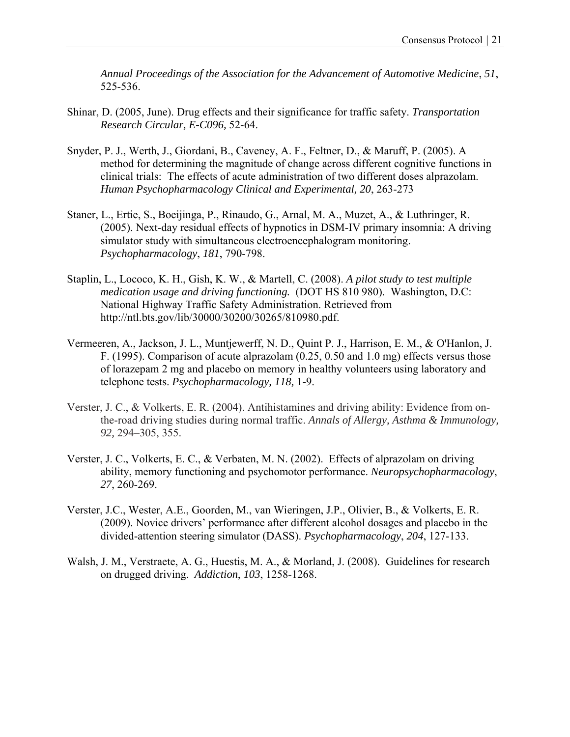*Annual Proceedings of the Association for the Advancement of Automotive Medicine*, *51*, 525-536.

Shinar, D. (2005, June). Drug effects and their significance for traffic safety. *Transportation Research Circular, E-C096,* 52-64.

Snyder, P. J., Werth, J., Giordani, B., Caveney, A. F., Feltner, D., & Maruff, P. (2005). A method for determining the magnitude of change across different cognitive functions in clinical trials: The effects of acute administration of two different doses alprazolam. *Human Psychopharmacology Clinical and Experimental, 20*, 263-273

Staner, L., Ertie, S., Boeijinga, P., Rinaudo, G., Arnal, M. A., Muzet, A., & Luthringer, R. (2005). Next-day residual effects of hypnotics in DSM-IV primary insomnia: A driving simulator study with simultaneous electroencephalogram monitoring. *Psychopharmacology*, *181*, 790-798.

Staplin, L., Lococo, K. H., Gish, K. W., & Martell, C. (2008). *A pilot study to test multiple medication usage and driving functioning.* (DOT HS 810 980). Washington, D.C: National Highway Traffic Safety Administration. Retrieved from http://ntl.bts.gov/lib/30000/30200/30265/810980.pdf.

Vermeeren, A., Jackson, J. L., Muntjewerff, N. D., Quint P. J., Harrison, E. M., & O'Hanlon, J. F. (1995). Comparison of acute alprazolam (0.25, 0.50 and 1.0 mg) effects versus those of lorazepam 2 mg and placebo on memory in healthy volunteers using laboratory and telephone tests. *Psychopharmacology, 118,* 1-9.

Verster, J. C., & Volkerts, E. R. (2004). Antihistamines and driving ability: Evidence from on-the-road driving studies during normal traffic. *Annals of Allergy, Asthma & Immunology, 92,* 294–305, 355.

Verster, J. C., Volkerts, E. C., & Verbaten, M. N. (2002). Effects of alprazolam on driving ability, memory functioning and psychomotor performance. *Neuropsychopharmacology*, *27*, 260-269.

Verster, J.C., Wester, A.E., Goorden, M., van Wieringen, J.P., Olivier, B., & Volkerts, E. R. (2009). Novice drivers' performance after different alcohol dosages and placebo in the divided-attention steering simulator (DASS). *Psychopharmacology*, *204*, 127-133.

Walsh, J. M., Verstraete, A. G., Huestis, M. A., & Morland, J. (2008). Guidelines for research on drugged driving. *Addiction*, *103*, 1258-1268.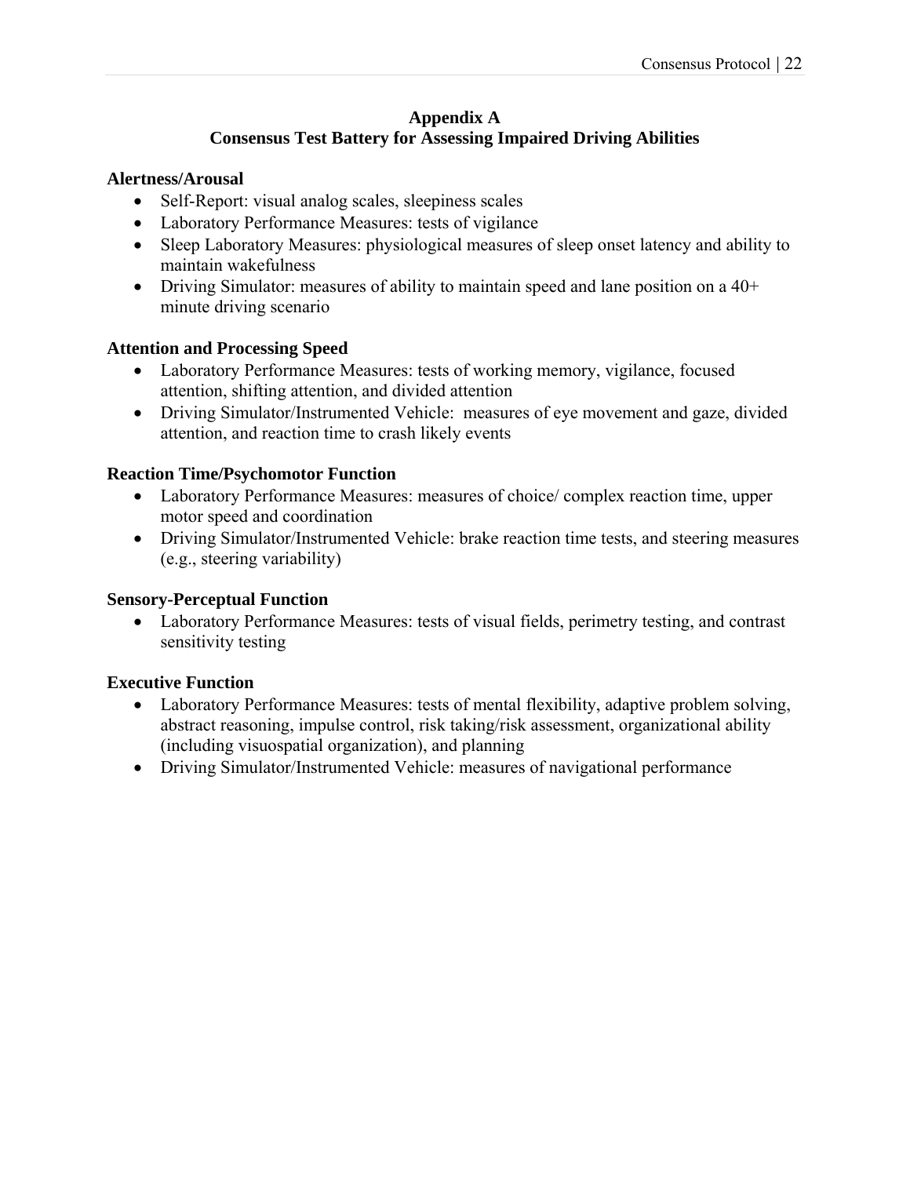## Appendix A
## Consensus Test Battery for Assessing Impaired Driving Abilities

**Alertness/Arousal**

- Self-Report: visual analog scales, sleepiness scales
- Laboratory Performance Measures: tests of vigilance
- Sleep Laboratory Measures: physiological measures of sleep onset latency and ability to maintain wakefulness
- Driving Simulator: measures of ability to maintain speed and lane position on a 40+ minute driving scenario

**Attention and Processing Speed**

- Laboratory Performance Measures: tests of working memory, vigilance, focused attention, shifting attention, and divided attention
- Driving Simulator/Instrumented Vehicle: measures of eye movement and gaze, divided attention, and reaction time to crash likely events

**Reaction Time/Psychomotor Function**

- Laboratory Performance Measures: measures of choice/ complex reaction time, upper motor speed and coordination
- Driving Simulator/Instrumented Vehicle: brake reaction time tests, and steering measures (e.g., steering variability)

**Sensory-Perceptual Function**

- Laboratory Performance Measures: tests of visual fields, perimetry testing, and contrast sensitivity testing

**Executive Function**

- Laboratory Performance Measures: tests of mental flexibility, adaptive problem solving, abstract reasoning, impulse control, risk taking/risk assessment, organizational ability (including visuospatial organization), and planning
- Driving Simulator/Instrumented Vehicle: measures of navigational performance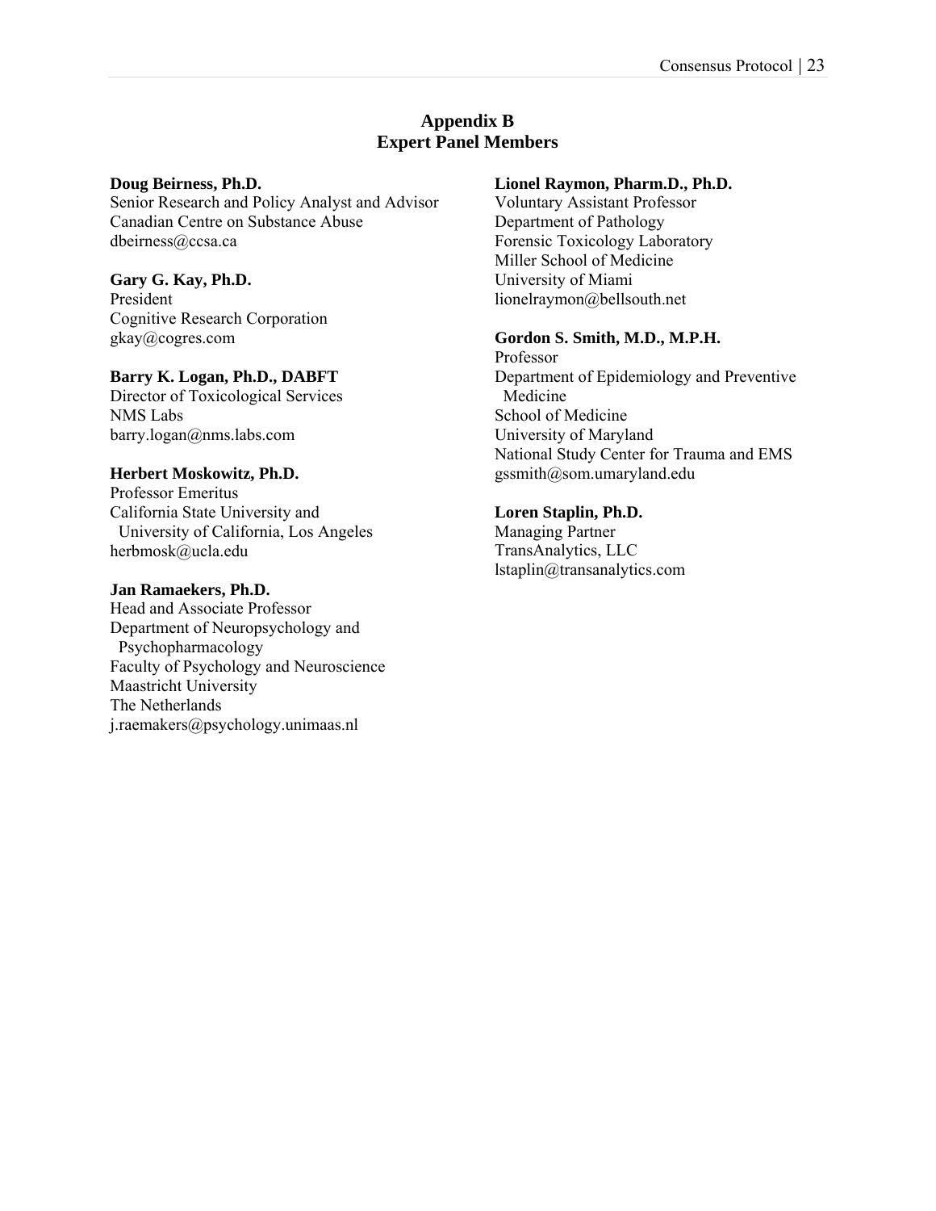# Appendix B
## Expert Panel Members

**Doug Beirness, Ph.D.**
Senior Research and Policy Analyst and Advisor
Canadian Centre on Substance Abuse
dbeirness@ccsa.ca

**Gary G. Kay, Ph.D.**
President
Cognitive Research Corporation
gkay@cogres.com

**Barry K. Logan, Ph.D., DABFT**
Director of Toxicological Services
NMS Labs
barry.logan@nms.labs.com

**Herbert Moskowitz, Ph.D.**
Professor Emeritus
California State University and
University of California, Los Angeles
herbmosk@ucla.edu

**Jan Ramaekers, Ph.D.**
Head and Associate Professor
Department of Neuropsychology and
Psychopharmacology
Faculty of Psychology and Neuroscience
Maastricht University
The Netherlands
j.raemakers@psychology.unimaas.nl

**Lionel Raymon, Pharm.D., Ph.D.**
Voluntary Assistant Professor
Department of Pathology
Forensic Toxicology Laboratory
Miller School of Medicine
University of Miami
lionelraymon@bellsouth.net

**Gordon S. Smith, M.D., M.P.H.**
Professor
Department of Epidemiology and Preventive
Medicine
School of Medicine
University of Maryland
National Study Center for Trauma and EMS
gssmith@som.umaryland.edu

**Loren Staplin, Ph.D.**
Managing Partner
TransAnalytics, LLC
lstaplin@transanalytics.com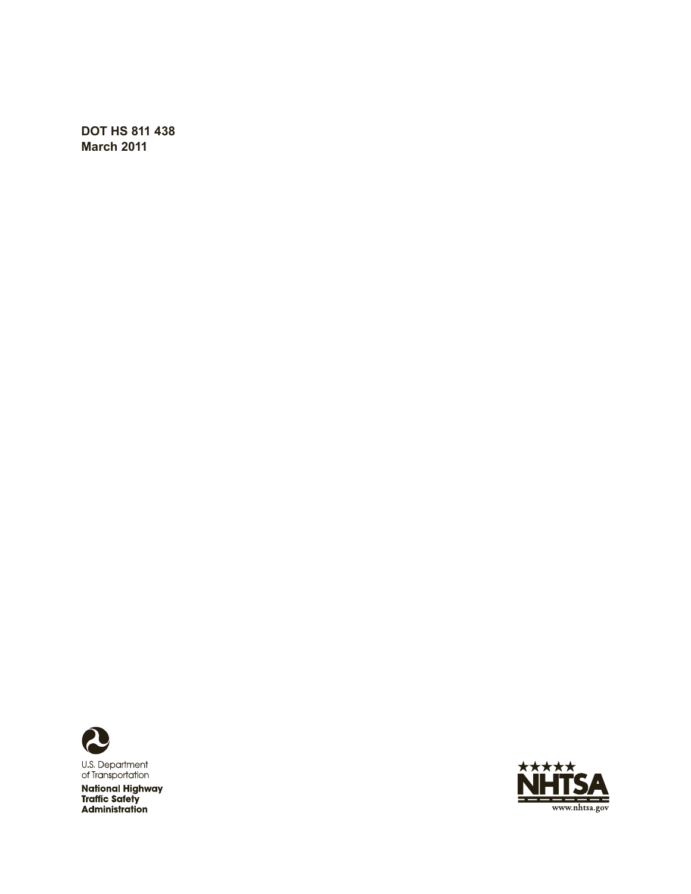**DOT HS 811 438**
**March 2011**

U.S. Department
of Transportation

**National Highway**
**Traffic Safety**
**Administration**

NHTSA
www.nhtsa.gov